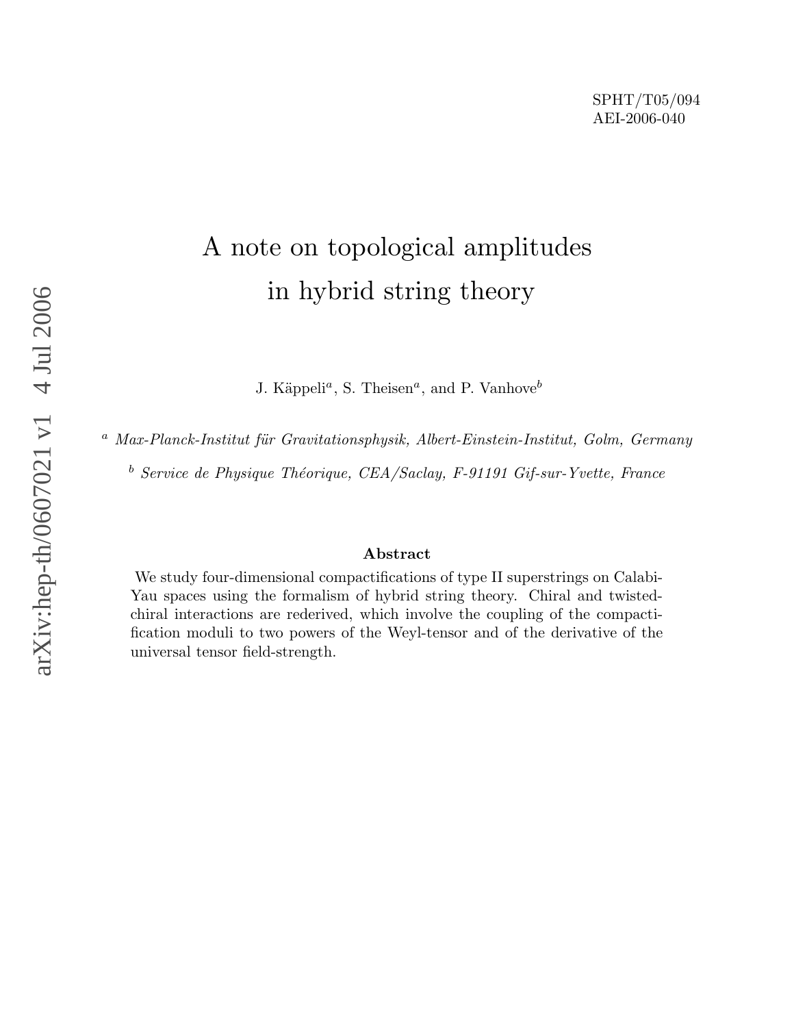SPHT/T05/094
AEI-2006-040

# A note on topological amplitudes in hybrid string theory

J. Käppeli[a], S. Theisen[a], and P. Vanhove[b]

[a] *Max-Planck-Institut für Gravitationsphysik, Albert-Einstein-Institut, Golm, Germany*

[b] *Service de Physique Théorique, CEA/Saclay, F-91191 Gif-sur-Yvette, France*

**Abstract**

We study four-dimensional compactifications of type II superstrings on Calabi-Yau spaces using the formalism of hybrid string theory. Chiral and twisted-chiral interactions are rederived, which involve the coupling of the compactification moduli to two powers of the Weyl-tensor and of the derivative of the universal tensor field-strength.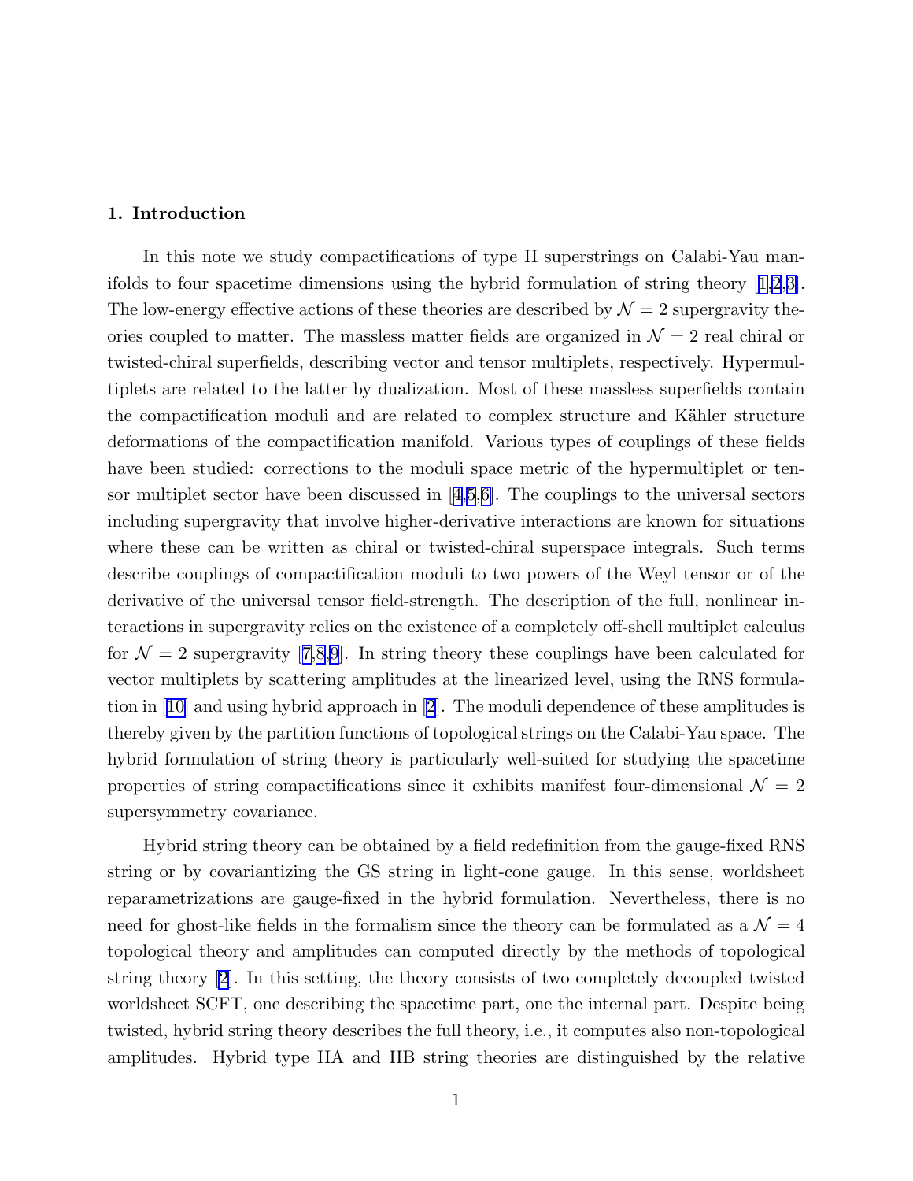## 1. Introduction

In this note we study compactifications of type II superstrings on Calabi-Yau manifolds to four spacetime dimensions using the hybrid formulation of string theory [1,2,3]. The low-energy effective actions of these theories are described by $\mathcal{N}=2$ supergravity theories coupled to matter. The massless matter fields are organized in $\mathcal{N}=2$ real chiral or twisted-chiral superfields, describing vector and tensor multiplets, respectively. Hypermultiplets are related to the latter by dualization. Most of these massless superfields contain the compactification moduli and are related to complex structure and Kähler structure deformations of the compactification manifold. Various types of couplings of these fields have been studied: corrections to the moduli space metric of the hypermultiplet or tensor multiplet sector have been discussed in [4,5,6]. The couplings to the universal sectors including supergravity that involve higher-derivative interactions are known for situations where these can be written as chiral or twisted-chiral superspace integrals. Such terms describe couplings of compactification moduli to two powers of the Weyl tensor or of the derivative of the universal tensor field-strength. The description of the full, nonlinear interactions in supergravity relies on the existence of a completely off-shell multiplet calculus for $\mathcal{N}=2$ supergravity [7,8,9]. In string theory these couplings have been calculated for vector multiplets by scattering amplitudes at the linearized level, using the RNS formulation in [10] and using hybrid approach in [2]. The moduli dependence of these amplitudes is thereby given by the partition functions of topological strings on the Calabi-Yau space. The hybrid formulation of string theory is particularly well-suited for studying the spacetime properties of string compactifications since it exhibits manifest four-dimensional $\mathcal{N}=2$ supersymmetry covariance.

Hybrid string theory can be obtained by a field redefinition from the gauge-fixed RNS string or by covariantizing the GS string in light-cone gauge. In this sense, worldsheet reparametrizations are gauge-fixed in the hybrid formulation. Nevertheless, there is no need for ghost-like fields in the formalism since the theory can be formulated as a $\mathcal{N}=4$ topological theory and amplitudes can computed directly by the methods of topological string theory [2]. In this setting, the theory consists of two completely decoupled twisted worldsheet SCFT, one describing the spacetime part, one the internal part. Despite being twisted, hybrid string theory describes the full theory, i.e., it computes also non-topological amplitudes. Hybrid type IIA and IIB string theories are distinguished by the relative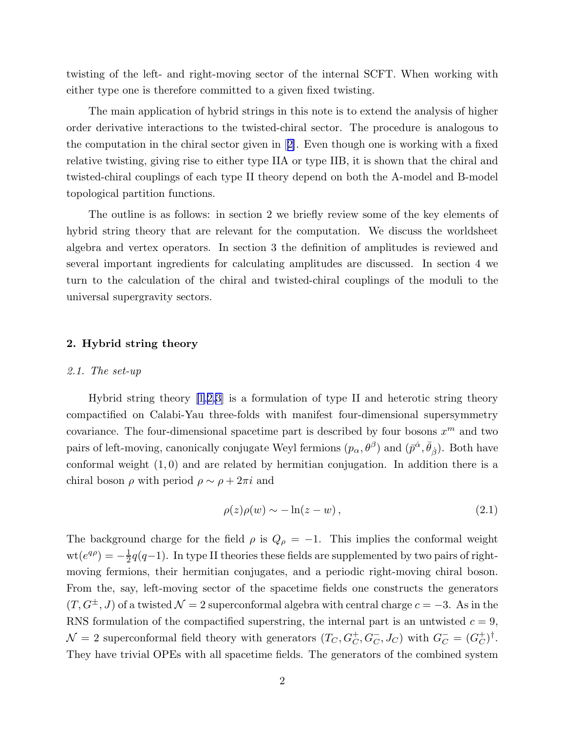twisting of the left- and right-moving sector of the internal SCFT. When working with either type one is therefore committed to a given fixed twisting.

The main application of hybrid strings in this note is to extend the analysis of higher order derivative interactions to the twisted-chiral sector. The procedure is analogous to the computation in the chiral sector given in [2]. Even though one is working with a fixed relative twisting, giving rise to either type IIA or type IIB, it is shown that the chiral and twisted-chiral couplings of each type II theory depend on both the A-model and B-model topological partition functions.

The outline is as follows: in section 2 we briefly review some of the key elements of hybrid string theory that are relevant for the computation. We discuss the worldsheet algebra and vertex operators. In section 3 the definition of amplitudes is reviewed and several important ingredients for calculating amplitudes are discussed. In section 4 we turn to the calculation of the chiral and twisted-chiral couplings of the moduli to the universal supergravity sectors.

## 2. Hybrid string theory

### *2.1. The set-up*

Hybrid string theory [1,2,3] is a formulation of type II and heterotic string theory compactified on Calabi-Yau three-folds with manifest four-dimensional supersymmetry covariance. The four-dimensional spacetime part is described by four bosons $x^m$ and two pairs of left-moving, canonically conjugate Weyl fermions $(p_\alpha, \theta^\beta)$ and $(\bar{p}^{\dot\alpha}, \bar\theta_{\dot\beta})$. Both have conformal weight $(1,0)$ and are related by hermitian conjugation. In addition there is a chiral boson $\rho$ with period $\rho \sim \rho + 2\pi i$ and

$$
\rho(z)\rho(w) \sim -\ln(z-w)\,, \tag{2.1}
$$

The background charge for the field $\rho$ is $Q_\rho = -1$. This implies the conformal weight $\mathrm{wt}(e^{q\rho}) = -\frac{1}{2}q(q-1)$. In type II theories these fields are supplemented by two pairs of right-moving fermions, their hermitian conjugates, and a periodic right-moving chiral boson. From the, say, left-moving sector of the spacetime fields one constructs the generators $(T, G^\pm, J)$ of a twisted $\mathcal{N}=2$ superconformal algebra with central charge $c=-3$. As in the RNS formulation of the compactified superstring, the internal part is an untwisted $c=9$, $\mathcal{N}=2$ superconformal field theory with generators $(T_C, G_C^+, G_C^-, J_C)$ with $G_C^- = (G_C^+)^\dagger$. They have trivial OPEs with all spacetime fields. The generators of the combined system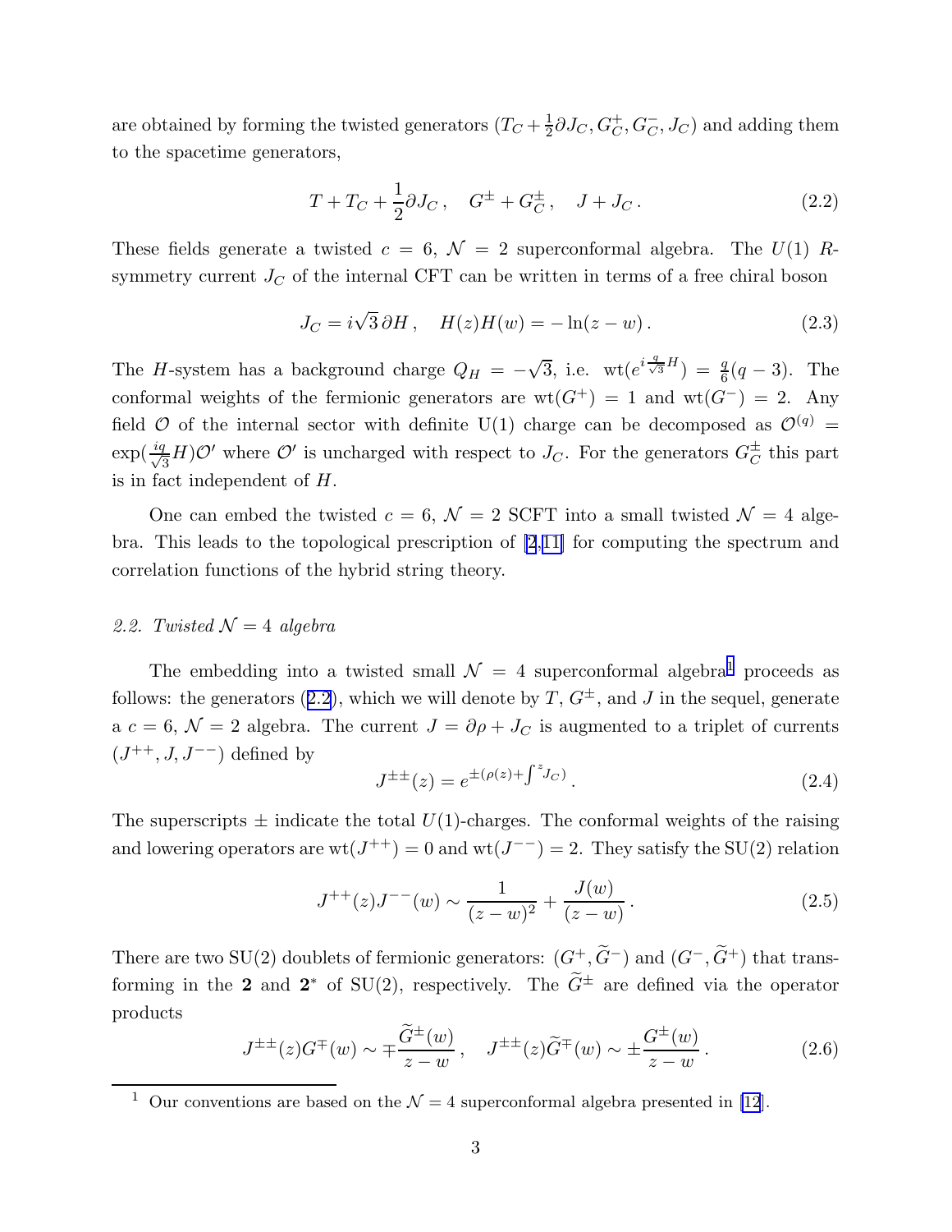are obtained by forming the twisted generators $(T_C + \frac{1}{2}\partial J_C, G_C^+, G_C^-, J_C)$ and adding them to the spacetime generators,

$$T + T_C + \frac{1}{2}\partial J_C\,, \quad G^\pm + G_C^\pm\,, \quad J + J_C\,. \tag{2.2}$$

These fields generate a twisted $c = 6$, $\mathcal{N} = 2$ superconformal algebra. The $U(1)$ $R$-symmetry current $J_C$ of the internal CFT can be written in terms of a free chiral boson

$$J_C = i\sqrt{3}\,\partial H\,, \quad H(z)H(w) = -\ln(z-w)\,. \tag{2.3}$$

The $H$-system has a background charge $Q_H = -\sqrt{3}$, i.e. $\mathrm{wt}(e^{i\frac{q}{\sqrt{3}}H}) = \frac{q}{6}(q-3)$. The conformal weights of the fermionic generators are $\mathrm{wt}(G^+) = 1$ and $\mathrm{wt}(G^-) = 2$. Any field $\mathcal{O}$ of the internal sector with definite U(1) charge can be decomposed as $\mathcal{O}^{(q)} = \exp(\frac{iq}{\sqrt{3}}H)\mathcal{O}'$ where $\mathcal{O}'$ is uncharged with respect to $J_C$. For the generators $G_C^\pm$ this part is in fact independent of $H$.

One can embed the twisted $c = 6$, $\mathcal{N} = 2$ SCFT into a small twisted $\mathcal{N} = 4$ algebra. This leads to the topological prescription of [2,11] for computing the spectrum and correlation functions of the hybrid string theory.

### 2.2. Twisted $\mathcal{N} = 4$ algebra

The embedding into a twisted small $\mathcal{N} = 4$ superconformal algebra[1] proceeds as follows: the generators (2.2), which we will denote by $T$, $G^\pm$, and $J$ in the sequel, generate a $c = 6$, $\mathcal{N} = 2$ algebra. The current $J = \partial\rho + J_C$ is augmented to a triplet of currents $(J^{++}, J, J^{--})$ defined by

$$J^{\pm\pm}(z) = e^{\pm(\rho(z) + \int^z J_C)}\,. \tag{2.4}$$

The superscripts $\pm$ indicate the total $U(1)$-charges. The conformal weights of the raising and lowering operators are $\mathrm{wt}(J^{++}) = 0$ and $\mathrm{wt}(J^{--}) = 2$. They satisfy the SU(2) relation

$$J^{++}(z)J^{--}(w) \sim \frac{1}{(z-w)^2} + \frac{J(w)}{(z-w)}\,. \tag{2.5}$$

There are two SU(2) doublets of fermionic generators: $(G^+, \widetilde{G}^-)$ and $(G^-, \widetilde{G}^+)$ that transforming in the $\mathbf{2}$ and $\mathbf{2}^*$ of SU(2), respectively. The $\widetilde{G}^\pm$ are defined via the operator products

$$J^{\pm\pm}(z)G^\mp(w) \sim \mp\frac{\widetilde{G}^\pm(w)}{z-w}\,, \quad J^{\pm\pm}(z)\widetilde{G}^\mp(w) \sim \pm\frac{G^\pm(w)}{z-w}\,. \tag{2.6}$$

---

[1] Our conventions are based on the $\mathcal{N} = 4$ superconformal algebra presented in [12].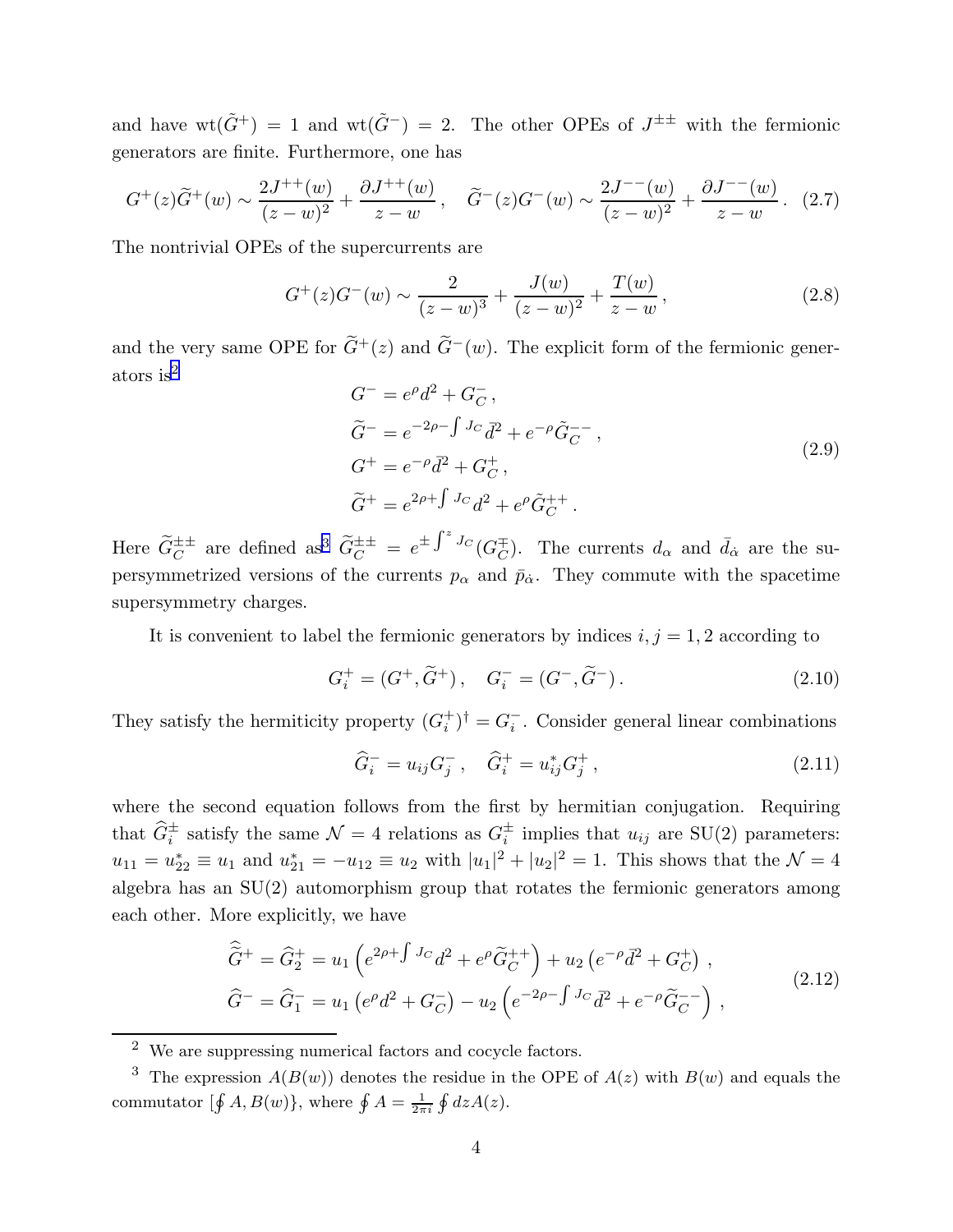and have $\mathrm{wt}(\widetilde{G}^+) = 1$ and $\mathrm{wt}(\widetilde{G}^-) = 2$. The other OPEs of $J^{\pm\pm}$ with the fermionic generators are finite. Furthermore, one has

$$G^+(z)\widetilde{G}^+(w) \sim \frac{2J^{++}(w)}{(z-w)^2} + \frac{\partial J^{++}(w)}{z-w}\,, \quad \widetilde{G}^-(z)G^-(w) \sim \frac{2J^{--}(w)}{(z-w)^2} + \frac{\partial J^{--}(w)}{z-w}\,. \tag{2.7}$$

The nontrivial OPEs of the supercurrents are

$$G^+(z)G^-(w) \sim \frac{2}{(z-w)^3} + \frac{J(w)}{(z-w)^2} + \frac{T(w)}{z-w}\,, \tag{2.8}$$

and the very same OPE for $\widetilde{G}^+(z)$ and $\widetilde{G}^-(w)$. The explicit form of the fermionic generators is[2]

$$\begin{aligned}
G^- &= e^{\rho} d^2 + G_C^-\,,\\
\widetilde{G}^- &= e^{-2\rho - \int J_C}\bar{d}^2 + e^{-\rho}\tilde{G}_C^{--}\,,\\
G^+ &= e^{-\rho}\bar{d}^2 + G_C^+\,,\\
\widetilde{G}^+ &= e^{2\rho + \int J_C} d^2 + e^{\rho}\tilde{G}_C^{++}\,.
\end{aligned} \tag{2.9}$$

Here $\widetilde{G}_C^{\pm\pm}$ are defined as[3] $\widetilde{G}_C^{\pm\pm} = e^{\pm\int^z J_C}(G_C^{\mp})$. The currents $d_\alpha$ and $\bar{d}_{\dot\alpha}$ are the supersymmetrized versions of the currents $p_\alpha$ and $\bar{p}_{\dot\alpha}$. They commute with the spacetime supersymmetry charges.

It is convenient to label the fermionic generators by indices $i, j = 1, 2$ according to

$$G_i^+ = (G^+, \widetilde{G}^+)\,, \quad G_i^- = (G^-, \widetilde{G}^-)\,. \tag{2.10}$$

They satisfy the hermiticity property $(G_i^+)^\dagger = G_i^-$. Consider general linear combinations

$$\widehat{G}_i^- = u_{ij}G_j^-\,, \quad \widehat{G}_i^+ = u_{ij}^* G_j^+\,, \tag{2.11}$$

where the second equation follows from the first by hermitian conjugation. Requiring that $\widehat{G}_i^\pm$ satisfy the same $\mathcal{N}=4$ relations as $G_i^\pm$ implies that $u_{ij}$ are SU(2) parameters: $u_{11} = u_{22}^* \equiv u_1$ and $u_{21}^* = -u_{12} \equiv u_2$ with $|u_1|^2 + |u_2|^2 = 1$. This shows that the $\mathcal{N}=4$ algebra has an SU(2) automorphism group that rotates the fermionic generators among each other. More explicitly, we have

$$\begin{aligned}
\widehat{\widetilde{G}}{}^+ = \widehat{G}_2^+ &= u_1\left(e^{2\rho+\int J_C}d^2 + e^{\rho}\widetilde{G}_C^{++}\right) + u_2\left(e^{-\rho}\bar{d}^2 + G_C^+\right)\,,\\
\widehat{G}^- = \widehat{G}_1^- &= u_1\left(e^{\rho}d^2 + G_C^-\right) - u_2\left(e^{-2\rho-\int J_C}\bar{d}^2 + e^{-\rho}\widetilde{G}_C^{--}\right)\,,
\end{aligned} \tag{2.12}$$

---

[2] We are suppressing numerical factors and cocycle factors.

[3] The expression $A(B(w))$ denotes the residue in the OPE of $A(z)$ with $B(w)$ and equals the commutator $[\oint A, B(w)\}$, where $\oint A = \frac{1}{2\pi i}\oint dz A(z)$.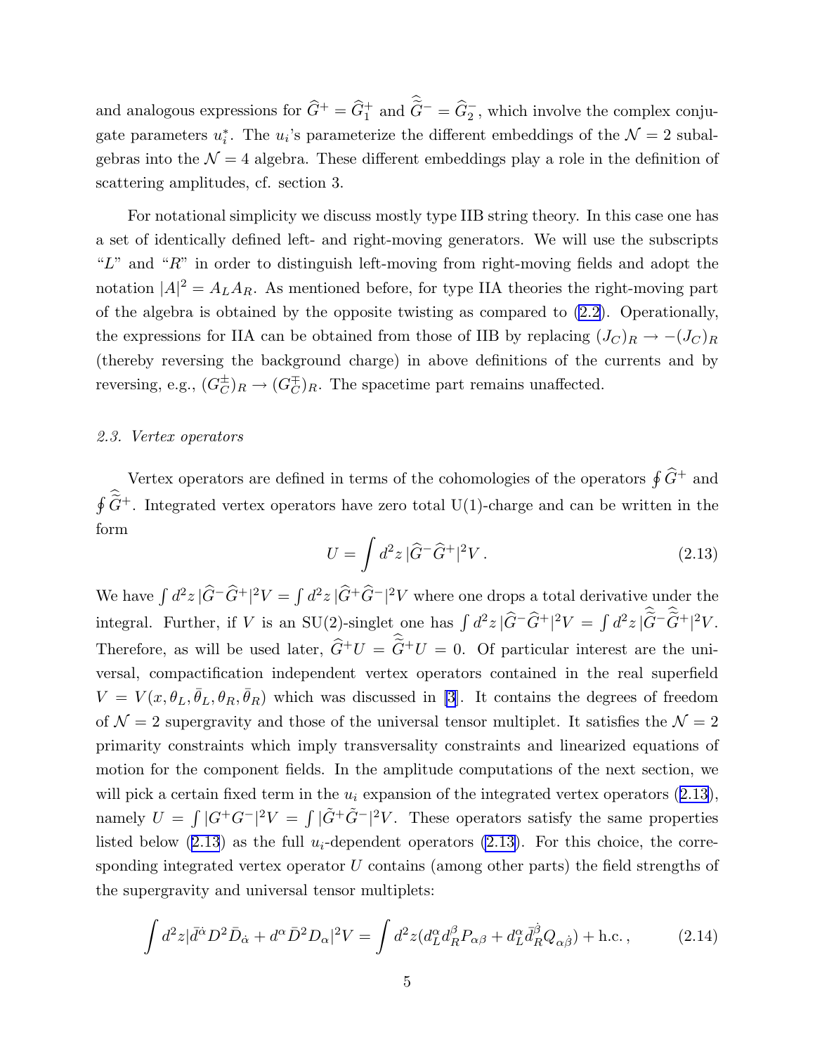and analogous expressions for $\widehat{G}^+ = \widehat{G}^+_1$ and $\widehat{\widetilde{G}}^- = \widehat{G}^-_2$, which involve the complex conjugate parameters $u^*_i$. The $u_i$'s parameterize the different embeddings of the $\mathcal{N}=2$ subalgebras into the $\mathcal{N}=4$ algebra. These different embeddings play a role in the definition of scattering amplitudes, cf. section 3.

For notational simplicity we discuss mostly type IIB string theory. In this case one has a set of identically defined left- and right-moving generators. We will use the subscripts "$L$" and "$R$" in order to distinguish left-moving from right-moving fields and adopt the notation $|A|^2 = A_L A_R$. As mentioned before, for type IIA theories the right-moving part of the algebra is obtained by the opposite twisting as compared to (2.2). Operationally, the expressions for IIA can be obtained from those of IIB by replacing $(J_C)_R \to -(J_C)_R$ (thereby reversing the background charge) in above definitions of the currents and by reversing, e.g., $(G^\pm_C)_R \to (G^\mp_C)_R$. The spacetime part remains unaffected.

*2.3. Vertex operators*

Vertex operators are defined in terms of the cohomologies of the operators $\oint \widehat{G}^+$ and $\oint \widehat{\widetilde{G}}^+$. Integrated vertex operators have zero total U(1)-charge and can be written in the form

$$U = \int d^2z\, |\widehat{G}^- \widehat{G}^+|^2 V\,. \tag{2.13}$$

We have $\int d^2z\, |\widehat{G}^- \widehat{G}^+|^2 V = \int d^2z\, |\widehat{G}^+ \widehat{G}^-|^2 V$ where one drops a total derivative under the integral. Further, if $V$ is an SU(2)-singlet one has $\int d^2z\, |\widehat{G}^- \widehat{G}^+|^2 V = \int d^2z\, |\widehat{\widetilde{G}}^- \widehat{\widetilde{G}}^+|^2 V$. Therefore, as will be used later, $\widehat{G}^+ U = \widehat{\widetilde{G}}^+ U = 0$. Of particular interest are the universal, compactification independent vertex operators contained in the real superfield $V = V(x, \theta_L, \bar\theta_L, \theta_R, \bar\theta_R)$ which was discussed in [3]. It contains the degrees of freedom of $\mathcal{N}=2$ supergravity and those of the universal tensor multiplet. It satisfies the $\mathcal{N}=2$ primarity constraints which imply transversality constraints and linearized equations of motion for the component fields. In the amplitude computations of the next section, we will pick a certain fixed term in the $u_i$ expansion of the integrated vertex operators (2.13), namely $U = \int |G^+ G^-|^2 V = \int |\tilde G^+ \tilde G^-|^2 V$. These operators satisfy the same properties listed below (2.13) as the full $u_i$-dependent operators (2.13). For this choice, the corresponding integrated vertex operator $U$ contains (among other parts) the field strengths of the supergravity and universal tensor multiplets:

$$\int d^2z |\bar d^{\dot\alpha} D^2 \bar D_{\dot\alpha} + d^\alpha \bar D^2 D_\alpha|^2 V = \int d^2z (d^\alpha_L d^\beta_R P_{\alpha\beta} + d^\alpha_L \bar d^{\dot\beta}_R Q_{\alpha\dot\beta}) + \text{h.c.}\,, \tag{2.14}$$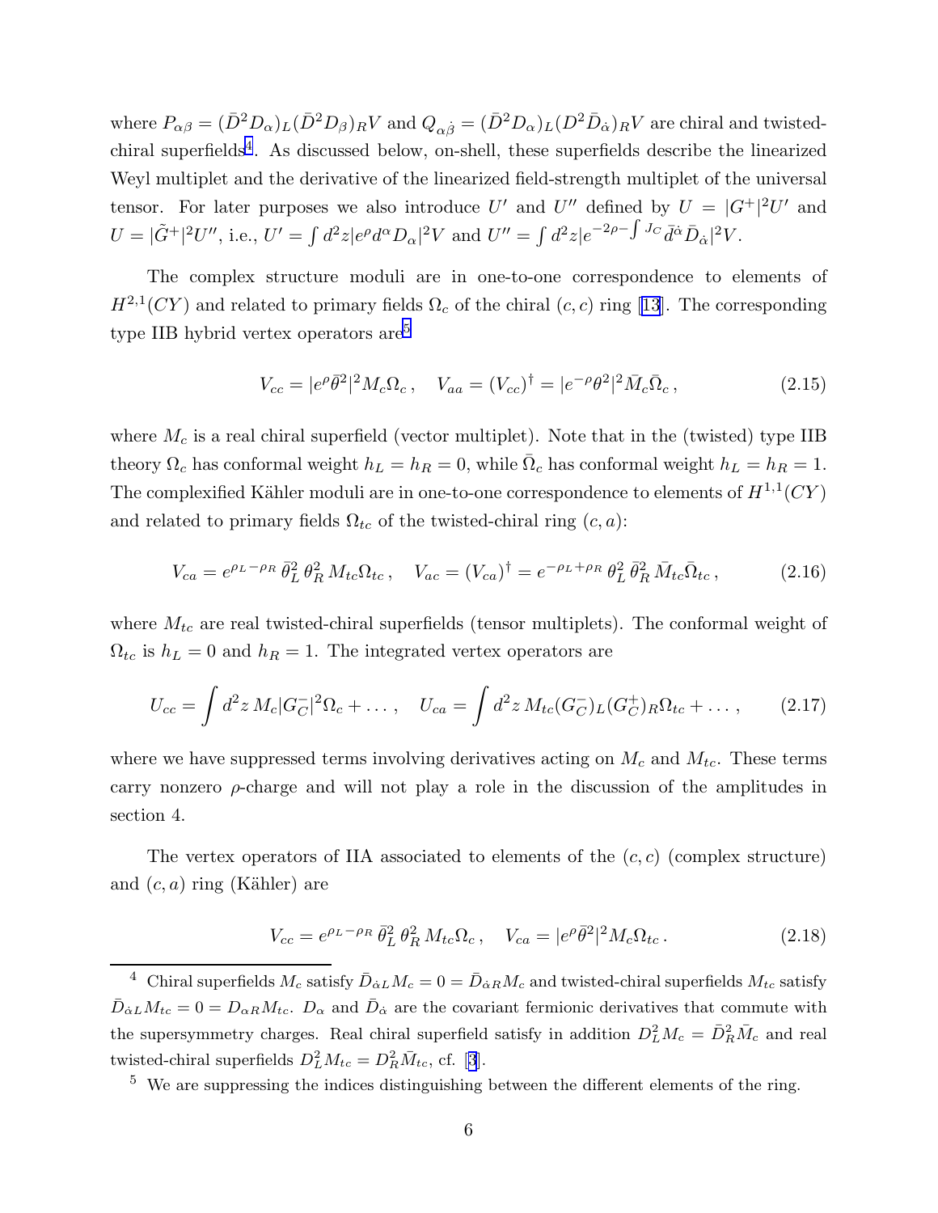where $P_{\alpha\beta} = (\bar{D}^2 D_\alpha)_L (\bar{D}^2 D_\beta)_R V$ and $Q_{\alpha\dot{\beta}} = (\bar{D}^2 D_\alpha)_L (D^2 \bar{D}_{\dot{\alpha}})_R V$ are chiral and twisted-chiral superfields[4]. As discussed below, on-shell, these superfields describe the linearized Weyl multiplet and the derivative of the linearized field-strength multiplet of the universal tensor. For later purposes we also introduce $U'$ and $U''$ defined by $U = |G^+|^2 U'$ and $U = |\tilde{G}^+|^2 U''$, i.e., $U' = \int d^2z |e^\rho d^\alpha D_\alpha|^2 V$ and $U'' = \int d^2z |e^{-2\rho - \int J_C} \bar{d}^{\dot{\alpha}} \bar{D}_{\dot{\alpha}}|^2 V$.

The complex structure moduli are in one-to-one correspondence to elements of $H^{2,1}(CY)$ and related to primary fields $\Omega_c$ of the chiral $(c,c)$ ring [13]. The corresponding type IIB hybrid vertex operators are[5]

$$V_{cc} = |e^\rho \bar{\theta}^2|^2 M_c \Omega_c \,, \quad V_{aa} = (V_{cc})^\dagger = |e^{-\rho} \theta^2|^2 \bar{M}_c \bar{\Omega}_c \,, \tag{2.15}$$

where $M_c$ is a real chiral superfield (vector multiplet). Note that in the (twisted) type IIB theory $\Omega_c$ has conformal weight $h_L = h_R = 0$, while $\bar{\Omega}_c$ has conformal weight $h_L = h_R = 1$. The complexified Kähler moduli are in one-to-one correspondence to elements of $H^{1,1}(CY)$ and related to primary fields $\Omega_{tc}$ of the twisted-chiral ring $(c,a)$:

$$V_{ca} = e^{\rho_L - \rho_R}\, \bar{\theta}_L^2\, \theta_R^2\, M_{tc} \Omega_{tc} \,, \quad V_{ac} = (V_{ca})^\dagger = e^{-\rho_L + \rho_R}\, \theta_L^2\, \bar{\theta}_R^2\, \bar{M}_{tc} \bar{\Omega}_{tc} \,, \tag{2.16}$$

where $M_{tc}$ are real twisted-chiral superfields (tensor multiplets). The conformal weight of $\Omega_{tc}$ is $h_L = 0$ and $h_R = 1$. The integrated vertex operators are

$$U_{cc} = \int d^2z\, M_c |G_C^-|^2 \Omega_c + \ldots \,, \quad U_{ca} = \int d^2z\, M_{tc} (G_C^-)_L (G_C^+)_R \Omega_{tc} + \ldots \,, \tag{2.17}$$

where we have suppressed terms involving derivatives acting on $M_c$ and $M_{tc}$. These terms carry nonzero $\rho$-charge and will not play a role in the discussion of the amplitudes in section 4.

The vertex operators of IIA associated to elements of the $(c,c)$ (complex structure) and $(c,a)$ ring (Kähler) are

$$V_{cc} = e^{\rho_L - \rho_R}\, \bar{\theta}_L^2\, \theta_R^2\, M_{tc} \Omega_c \,, \quad V_{ca} = |e^\rho \bar{\theta}^2|^2 M_c \Omega_{tc} \,. \tag{2.18}$$

---

[4] Chiral superfields $M_c$ satisfy $\bar{D}_{\dot{\alpha}L} M_c = 0 = \bar{D}_{\dot{\alpha}R} M_c$ and twisted-chiral superfields $M_{tc}$ satisfy $\bar{D}_{\dot{\alpha}L} M_{tc} = 0 = D_{\alpha R} M_{tc}$. $D_\alpha$ and $\bar{D}_{\dot{\alpha}}$ are the covariant fermionic derivatives that commute with the supersymmetry charges. Real chiral superfield satisfy in addition $D_L^2 M_c = \bar{D}_R^2 \bar{M}_c$ and real twisted-chiral superfields $D_L^2 M_{tc} = D_R^2 \bar{M}_{tc}$, cf. [3].

[5] We are suppressing the indices distinguishing between the different elements of the ring.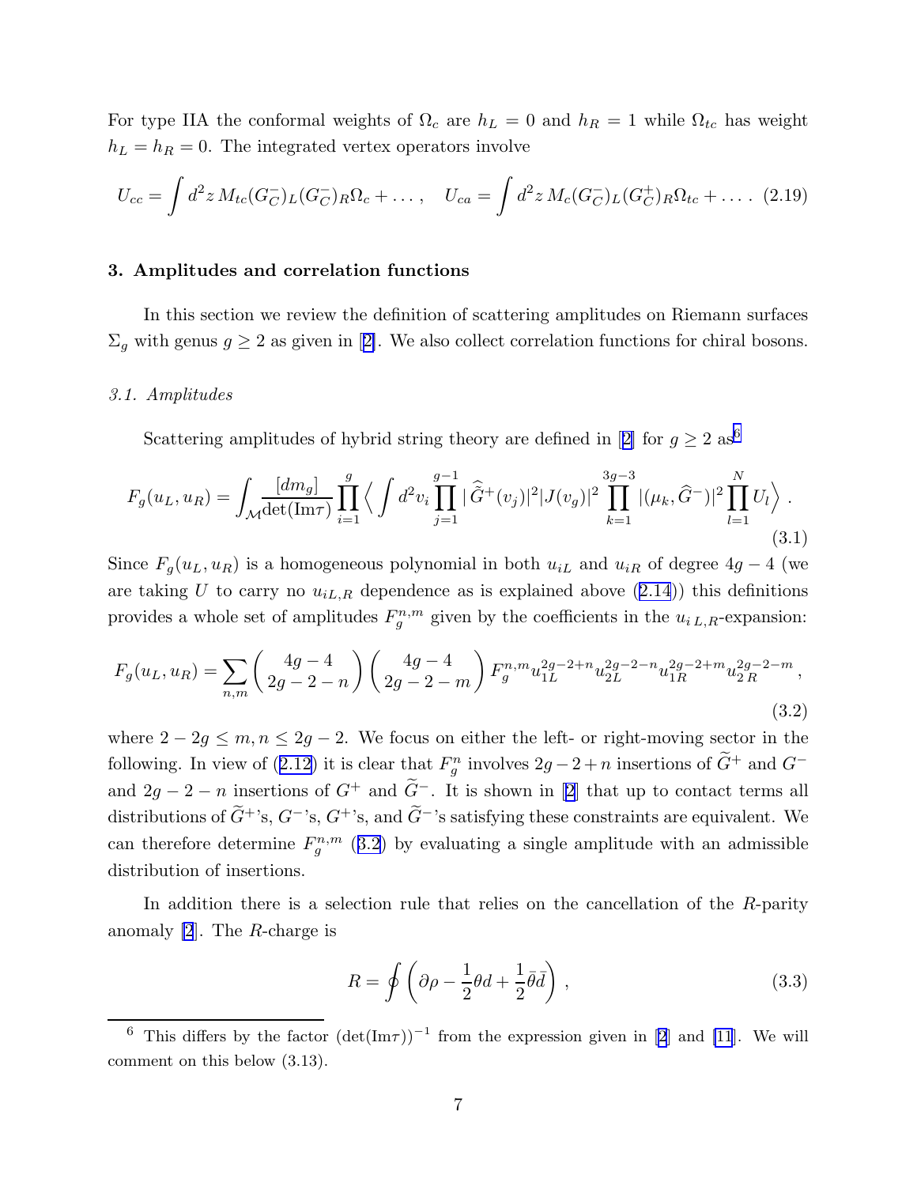For type IIA the conformal weights of $\Omega_c$ are $h_L = 0$ and $h_R = 1$ while $\Omega_{tc}$ has weight $h_L = h_R = 0$. The integrated vertex operators involve

$$U_{cc} = \int d^2z\, M_{tc}(G_C^-)_L(G_C^-)_R\Omega_c + \ldots\,, \quad U_{ca} = \int d^2z\, M_c(G_C^-)_L(G_C^+)_R\Omega_{tc} + \ldots\,. \tag{2.19}$$

### 3. Amplitudes and correlation functions

In this section we review the definition of scattering amplitudes on Riemann surfaces $\Sigma_g$ with genus $g \geq 2$ as given in [2]. We also collect correlation functions for chiral bosons.

#### *3.1. Amplitudes*

Scattering amplitudes of hybrid string theory are defined in [2] for $g \geq 2$ as[6]

$$F_g(u_L, u_R) = \int_{\mathcal{M}} \frac{[dm_g]}{\det(\mathrm{Im}\tau)} \prod_{i=1}^{g} \Big\langle \int d^2v_i \prod_{j=1}^{g-1} |\,\widehat{\widetilde{G}}^+(v_j)|^2 |J(v_g)|^2 \prod_{k=1}^{3g-3} |(\mu_k, \widehat{G}^-)|^2 \prod_{l=1}^{N} U_l \Big\rangle\,. \tag{3.1}$$

Since $F_g(u_L, u_R)$ is a homogeneous polynomial in both $u_{iL}$ and $u_{iR}$ of degree $4g-4$ (we are taking $U$ to carry no $u_{iL,R}$ dependence as is explained above (2.14)) this definitions provides a whole set of amplitudes $F_g^{n,m}$ given by the coefficients in the $u_{i\,L,R}$-expansion:

$$F_g(u_L, u_R) = \sum_{n,m} \begin{pmatrix} 4g-4 \\ 2g-2-n \end{pmatrix} \begin{pmatrix} 4g-4 \\ 2g-2-m \end{pmatrix} F_g^{n,m} u_{1L}^{2g-2+n} u_{2L}^{2g-2-n} u_{1R}^{2g-2+m} u_{2\,R}^{2g-2-m}\,, \tag{3.2}$$

where $2-2g \leq m, n \leq 2g-2$. We focus on either the left- or right-moving sector in the following. In view of (2.12) it is clear that $F_g^n$ involves $2g-2+n$ insertions of $\widetilde{G}^+$ and $G^-$ and $2g-2-n$ insertions of $G^+$ and $\widetilde{G}^-$. It is shown in [2] that up to contact terms all distributions of $\widetilde{G}^+$'s, $G^-$'s, $G^+$'s, and $\widetilde{G}^-$'s satisfying these constraints are equivalent. We can therefore determine $F_g^{n,m}$ (3.2) by evaluating a single amplitude with an admissible distribution of insertions.

In addition there is a selection rule that relies on the cancellation of the $R$-parity anomaly [2]. The $R$-charge is

$$R = \oint \left( \partial\rho - \frac{1}{2}\theta d + \frac{1}{2}\bar{\theta}\bar{d} \right)\,, \tag{3.3}$$

[6] This differs by the factor $(\det(\mathrm{Im}\tau))^{-1}$ from the expression given in [2] and [11]. We will comment on this below (3.13).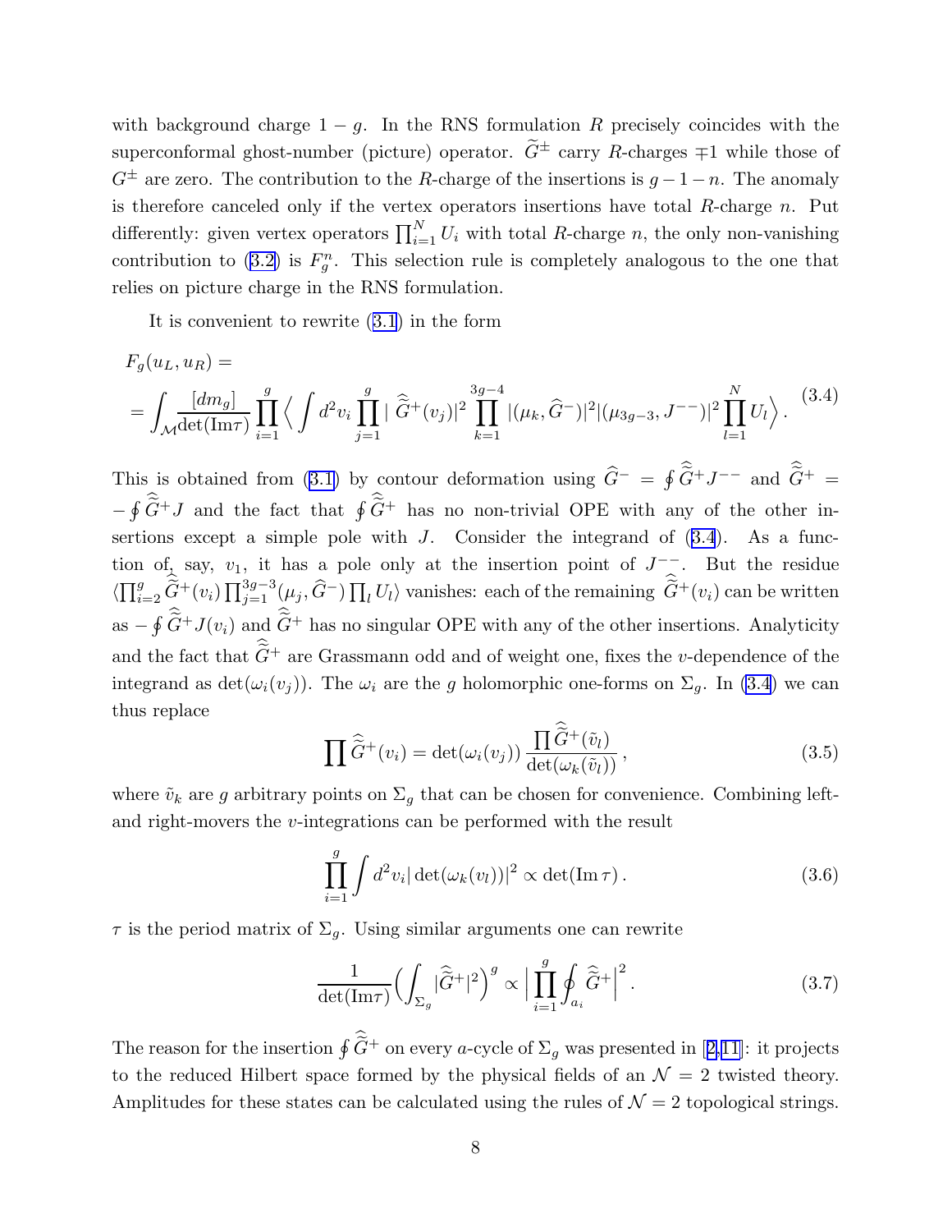with background charge $1-g$. In the RNS formulation $R$ precisely coincides with the superconformal ghost-number (picture) operator. $\widetilde{G}^{\pm}$ carry $R$-charges $\mp 1$ while those of $G^{\pm}$ are zero. The contribution to the $R$-charge of the insertions is $g-1-n$. The anomaly is therefore canceled only if the vertex operators insertions have total $R$-charge $n$. Put differently: given vertex operators $\prod_{i=1}^{N} U_i$ with total $R$-charge $n$, the only non-vanishing contribution to (3.2) is $F_g^n$. This selection rule is completely analogous to the one that relies on picture charge in the RNS formulation.

It is convenient to rewrite (3.1) in the form

$$
\begin{aligned}
&F_g(u_L, u_R) = \\
&= \int_{\mathcal{M}} \frac{[dm_g]}{\det(\mathrm{Im}\tau)} \prod_{i=1}^{g} \Big\langle \int d^2 v_i \prod_{j=1}^{g} |\, \widehat{\widetilde{G}}^{+}(v_j)|^2 \prod_{k=1}^{3g-4} |(\mu_k, \widehat{G}^{-})|^2 |(\mu_{3g-3}, J^{--})|^2 \prod_{l=1}^{N} U_l \Big\rangle \,.
\end{aligned} \tag{3.4}
$$

This is obtained from (3.1) by contour deformation using $\widehat{G}^{-} = \oint \widehat{\widetilde{G}}^{+} J^{--}$ and $\widehat{\widetilde{G}}^{+} = -\oint \widehat{\widetilde{G}}^{+} J$ and the fact that $\oint \widehat{\widetilde{G}}^{+}$ has no non-trivial OPE with any of the other insertions except a simple pole with $J$. Consider the integrand of (3.4). As a function of, say, $v_1$, it has a pole only at the insertion point of $J^{--}$. But the residue $\langle \prod_{i=2}^{g} \widehat{\widetilde{G}}^{+}(v_i) \prod_{j=1}^{3g-3} (\mu_j, \widehat{G}^{-}) \prod_l U_l \rangle$ vanishes: each of the remaining $\widehat{\widetilde{G}}^{+}(v_i)$ can be written as $-\oint \widehat{\widetilde{G}}^{+} J(v_i)$ and $\widehat{\widetilde{G}}^{+}$ has no singular OPE with any of the other insertions. Analyticity and the fact that $\widehat{\widetilde{G}}^{+}$ are Grassmann odd and of weight one, fixes the $v$-dependence of the integrand as $\det(\omega_i(v_j))$. The $\omega_i$ are the $g$ holomorphic one-forms on $\Sigma_g$. In (3.4) we can thus replace

$$
\prod \widehat{\widetilde{G}}^{+}(v_i) = \det(\omega_i(v_j)) \, \frac{\prod \widehat{\widetilde{G}}^{+}(\tilde{v}_l)}{\det(\omega_k(\tilde{v}_l))} \,, \tag{3.5}
$$

where $\tilde{v}_k$ are $g$ arbitrary points on $\Sigma_g$ that can be chosen for convenience. Combining left- and right-movers the $v$-integrations can be performed with the result

$$
\prod_{i=1}^{g} \int d^2 v_i |\det(\omega_k(v_l))|^2 \propto \det(\mathrm{Im}\, \tau) \,. \tag{3.6}
$$

$\tau$ is the period matrix of $\Sigma_g$. Using similar arguments one can rewrite

$$
\frac{1}{\det(\mathrm{Im}\tau)} \Big( \int_{\Sigma_g} |\widehat{\widetilde{G}}^{+}|^2 \Big)^g \propto \Big| \prod_{i=1}^{g} \oint_{a_i} \widehat{\widetilde{G}}^{+} \Big|^2 \,. \tag{3.7}
$$

The reason for the insertion $\oint \widehat{\widetilde{G}}^{+}$ on every $a$-cycle of $\Sigma_g$ was presented in [2,11]: it projects to the reduced Hilbert space formed by the physical fields of an $\mathcal{N}=2$ twisted theory. Amplitudes for these states can be calculated using the rules of $\mathcal{N}=2$ topological strings.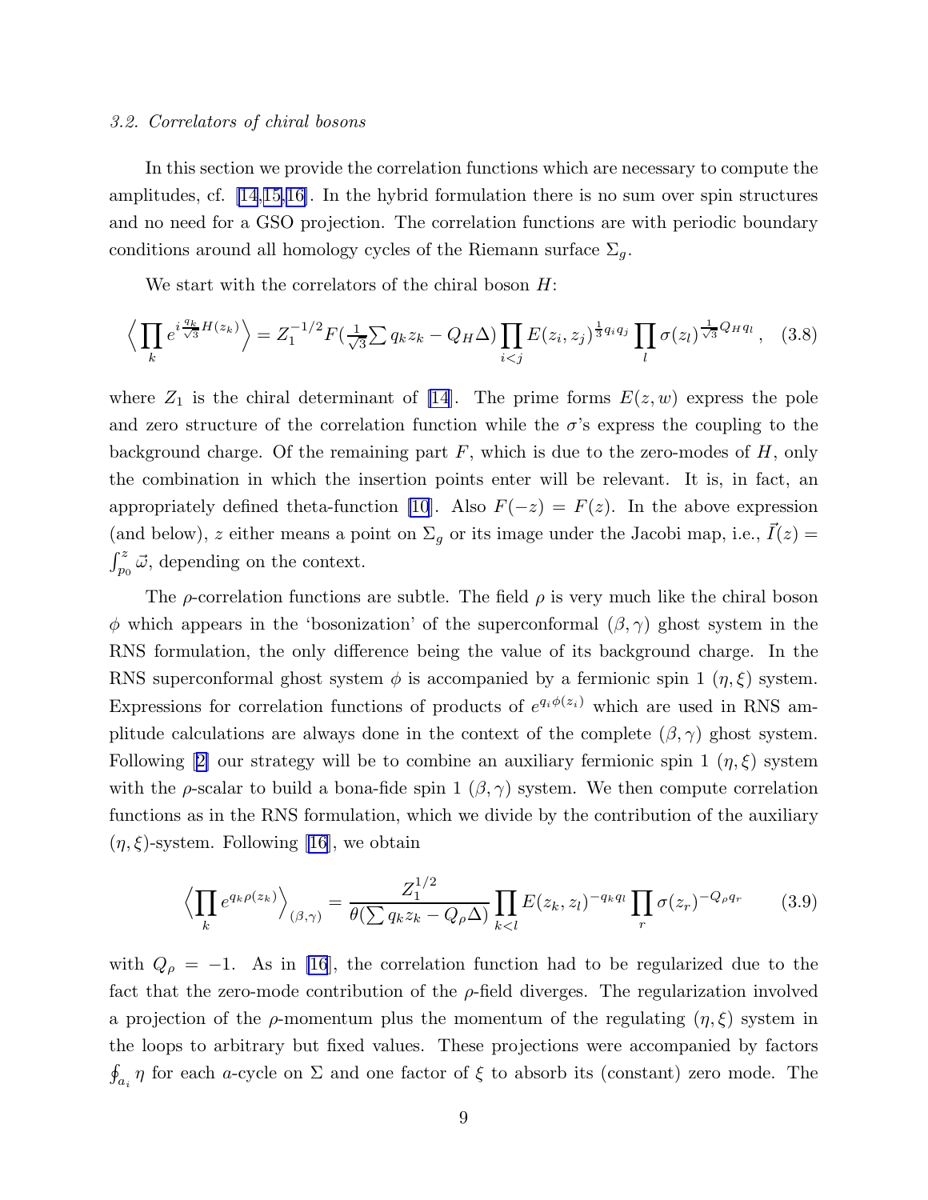*3.2. Correlators of chiral bosons*

In this section we provide the correlation functions which are necessary to compute the amplitudes, cf. [14,15,16]. In the hybrid formulation there is no sum over spin structures and no need for a GSO projection. The correlation functions are with periodic boundary conditions around all homology cycles of the Riemann surface $\Sigma_g$.

We start with the correlators of the chiral boson $H$:

$$\Big\langle \prod_k e^{i\frac{q_k}{\sqrt{3}}H(z_k)} \Big\rangle = Z_1^{-1/2} F(\tfrac{1}{\sqrt{3}}\textstyle\sum q_k z_k - Q_H \Delta) \displaystyle\prod_{i<j} E(z_i,z_j)^{\frac{1}{3}q_i q_j} \prod_l \sigma(z_l)^{\frac{1}{\sqrt{3}}Q_H q_l} \,, \quad (3.8)$$

where $Z_1$ is the chiral determinant of [14]. The prime forms $E(z,w)$ express the pole and zero structure of the correlation function while the $\sigma$'s express the coupling to the background charge. Of the remaining part $F$, which is due to the zero-modes of $H$, only the combination in which the insertion points enter will be relevant. It is, in fact, an appropriately defined theta-function [10]. Also $F(-z) = F(z)$. In the above expression (and below), $z$ either means a point on $\Sigma_g$ or its image under the Jacobi map, i.e., $\vec{I}(z) = \int_{p_0}^{z} \vec{\omega}$, depending on the context.

The $\rho$-correlation functions are subtle. The field $\rho$ is very much like the chiral boson $\phi$ which appears in the 'bosonization' of the superconformal $(\beta,\gamma)$ ghost system in the RNS formulation, the only difference being the value of its background charge. In the RNS superconformal ghost system $\phi$ is accompanied by a fermionic spin 1 $(\eta,\xi)$ system. Expressions for correlation functions of products of $e^{q_i\phi(z_i)}$ which are used in RNS amplitude calculations are always done in the context of the complete $(\beta,\gamma)$ ghost system. Following [2] our strategy will be to combine an auxiliary fermionic spin 1 $(\eta,\xi)$ system with the $\rho$-scalar to build a bona-fide spin 1 $(\beta,\gamma)$ system. We then compute correlation functions as in the RNS formulation, which we divide by the contribution of the auxiliary $(\eta,\xi)$-system. Following [16], we obtain

$$\Big\langle \prod_k e^{q_k \rho(z_k)} \Big\rangle_{(\beta,\gamma)} = \frac{Z_1^{1/2}}{\theta(\sum q_k z_k - Q_\rho \Delta)} \prod_{k<l} E(z_k,z_l)^{-q_k q_l} \prod_r \sigma(z_r)^{-Q_\rho q_r} \qquad (3.9)$$

with $Q_\rho = -1$. As in [16], the correlation function had to be regularized due to the fact that the zero-mode contribution of the $\rho$-field diverges. The regularization involved a projection of the $\rho$-momentum plus the momentum of the regulating $(\eta,\xi)$ system in the loops to arbitrary but fixed values. These projections were accompanied by factors $\oint_{a_i} \eta$ for each $a$-cycle on $\Sigma$ and one factor of $\xi$ to absorb its (constant) zero mode. The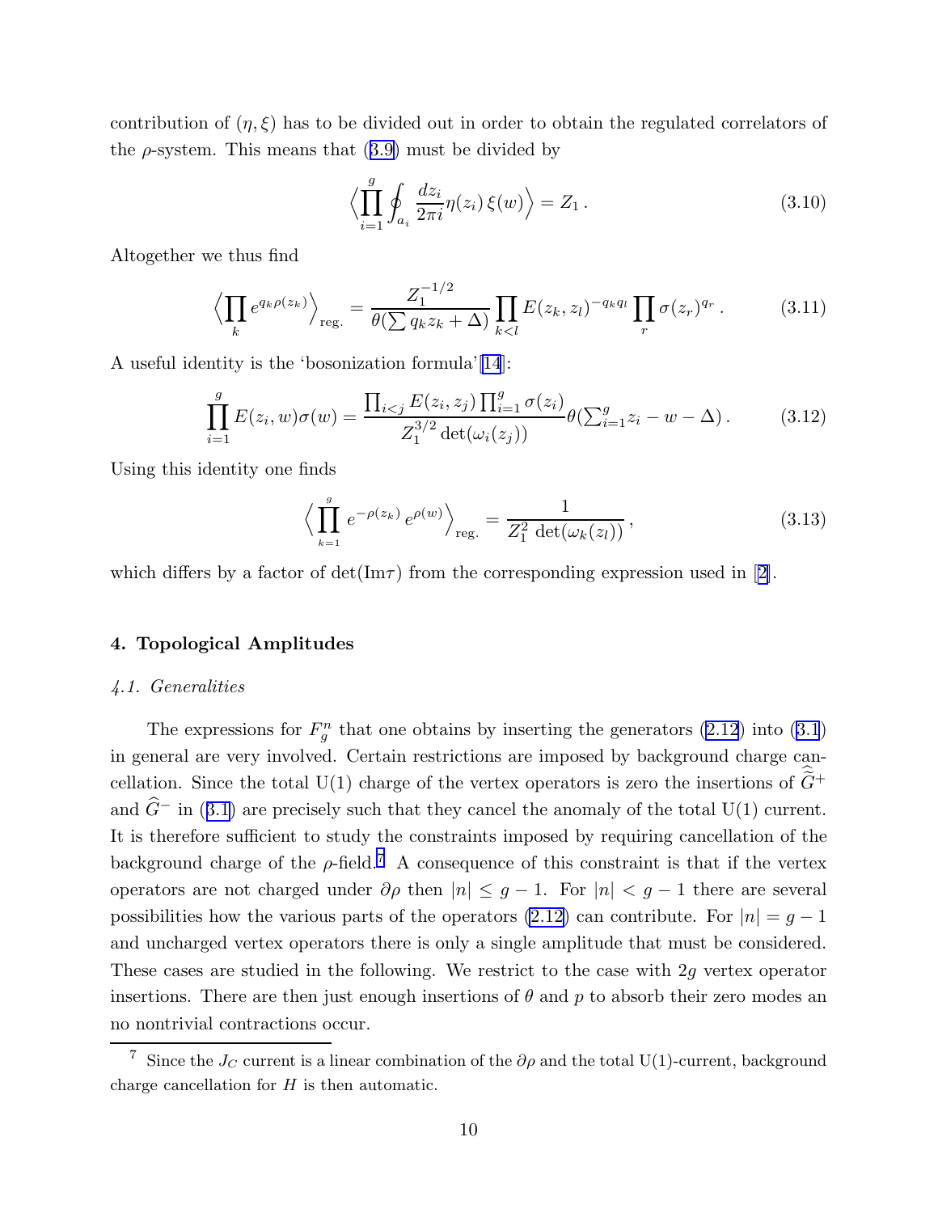contribution of $(\eta, \xi)$ has to be divided out in order to obtain the regulated correlators of the $\rho$-system. This means that (3.9) must be divided by

$$\Big\langle \prod_{i=1}^{g} \oint_{a_i} \frac{dz_i}{2\pi i} \eta(z_i)\, \xi(w) \Big\rangle = Z_1\,. \tag{3.10}$$

Altogether we thus find

$$\Big\langle \prod_k e^{q_k \rho(z_k)} \Big\rangle_{\rm reg.} = \frac{Z_1^{-1/2}}{\theta(\sum q_k z_k + \Delta)} \prod_{k<l} E(z_k, z_l)^{-q_k q_l} \prod_r \sigma(z_r)^{q_r}\,. \tag{3.11}$$

A useful identity is the 'bosonization formula'[14]:

$$\prod_{i=1}^{g} E(z_i, w)\sigma(w) = \frac{\prod_{i<j} E(z_i, z_j) \prod_{i=1}^{g} \sigma(z_i)}{Z_1^{3/2} \det(\omega_i(z_j))} \theta(\textstyle\sum_{i=1}^{g} z_i - w - \Delta)\,. \tag{3.12}$$

Using this identity one finds

$$\Big\langle \prod_{k=1}^{g} e^{-\rho(z_k)}\, e^{\rho(w)} \Big\rangle_{\rm reg.} = \frac{1}{Z_1^2 \, \det(\omega_k(z_l))}\,, \tag{3.13}$$

which differs by a factor of $\det({\rm Im}\tau)$ from the corresponding expression used in [2].

## 4. Topological Amplitudes

### *4.1. Generalities*

The expressions for $F_g^n$ that one obtains by inserting the generators (2.12) into (3.1) in general are very involved. Certain restrictions are imposed by background charge cancellation. Since the total U(1) charge of the vertex operators is zero the insertions of $\widehat{\widetilde{G}}^+$ and $\widehat{G}^-$ in (3.1) are precisely such that they cancel the anomaly of the total U(1) current. It is therefore sufficient to study the constraints imposed by requiring cancellation of the background charge of the $\rho$-field.[7] A consequence of this constraint is that if the vertex operators are not charged under $\partial\rho$ then $|n| \leq g-1$. For $|n| < g-1$ there are several possibilities how the various parts of the operators (2.12) can contribute. For $|n| = g-1$ and uncharged vertex operators there is only a single amplitude that must be considered. These cases are studied in the following. We restrict to the case with $2g$ vertex operator insertions. There are then just enough insertions of $\theta$ and $p$ to absorb their zero modes an no nontrivial contractions occur.

[7] Since the $J_C$ current is a linear combination of the $\partial\rho$ and the total U(1)-current, background charge cancellation for $H$ is then automatic.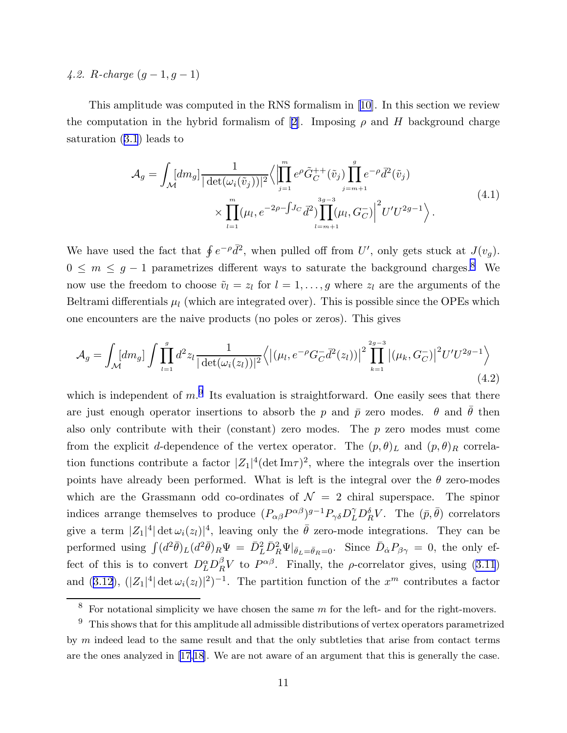*4.2. R-charge $(g-1, g-1)$*

This amplitude was computed in the RNS formalism in [10]. In this section we review the computation in the hybrid formalism of [2]. Imposing $\rho$ and $H$ background charge saturation (3.1) leads to

$$
\mathcal{A}_g = \int_{\mathcal{M}} [dm_g] \frac{1}{|\det(\omega_i(\tilde{v}_j))|^2} \Big\langle \Big| \prod_{j=1}^{m} e^{\rho} \tilde{G}_C^{++}(\tilde{v}_j) \prod_{j=m+1}^{g} e^{-\rho} \bar{d}^2(\tilde{v}_j) \\
\times \prod_{l=1}^{m} (\mu_l, e^{-2\rho - \int J_C} \bar{d}^2) \prod_{l=m+1}^{3g-3} (\mu_l, G_C^-) \Big|^2 U' U^{2g-1} \Big\rangle . \tag{4.1}
$$

We have used the fact that $\oint e^{-\rho} \bar{d}^2$, when pulled off from $U'$, only gets stuck at $J(v_g)$. $0 \leq m \leq g-1$ parametrizes different ways to saturate the background charges.[8] We now use the freedom to choose $\tilde{v}_l = z_l$ for $l = 1, \ldots, g$ where $z_l$ are the arguments of the Beltrami differentials $\mu_l$ (which are integrated over). This is possible since the OPEs which one encounters are the naive products (no poles or zeros). This gives

$$
\mathcal{A}_g = \int_{\mathcal{M}} [dm_g] \int \prod_{l=1}^{g} d^2 z_l \frac{1}{|\det(\omega_i(z_l))|^2} \Big\langle \big| (\mu_l, e^{-\rho} G_C^- \bar{d}^2(z_l)) \big|^2 \prod_{k=1}^{2g-3} \big| (\mu_k, G_C^-) \big|^2 U' U^{2g-1} \Big\rangle \tag{4.2}
$$

which is independent of $m$.[9] Its evaluation is straightforward. One easily sees that there are just enough operator insertions to absorb the $p$ and $\bar{p}$ zero modes. $\theta$ and $\bar{\theta}$ then also only contribute with their (constant) zero modes. The $p$ zero modes must come from the explicit $d$-dependence of the vertex operator. The $(p,\theta)_L$ and $(p,\theta)_R$ correlation functions contribute a factor $|Z_1|^4 (\det \mathrm{Im}\tau)^2$, where the integrals over the insertion points have already been performed. What is left is the integral over the $\theta$ zero-modes which are the Grassmann odd co-ordinates of $\mathcal{N} = 2$ chiral superspace. The spinor indices arrange themselves to produce $(P_{\alpha\beta} P^{\alpha\beta})^{g-1} P_{\gamma\delta} D_L^{\gamma} D_R^{\delta} V$. The $(\bar{p}, \bar{\theta})$ correlators give a term $|Z_1|^4 |\det \omega_i(z_l)|^4$, leaving only the $\bar{\theta}$ zero-mode integrations. They can be performed using $\int (d^2\bar{\theta})_L (d^2\bar{\theta})_R \Psi = \bar{D}_L^2 \bar{D}_R^2 \Psi|_{\bar{\theta}_L = \bar{\theta}_R = 0}$. Since $\bar{D}_{\dot{\alpha}} P_{\beta\gamma} = 0$, the only effect of this is to convert $D_L^{\alpha} D_R^{\beta} V$ to $P^{\alpha\beta}$. Finally, the $\rho$-correlator gives, using (3.11) and (3.12), $(|Z_1|^4 |\det \omega_i(z_l)|^2)^{-1}$. The partition function of the $x^m$ contributes a factor

[8] For notational simplicity we have chosen the same $m$ for the left- and for the right-movers.

[9] This shows that for this amplitude all admissible distributions of vertex operators parametrized by $m$ indeed lead to the same result and that the only subtleties that arise from contact terms are the ones analyzed in [17,18]. We are not aware of an argument that this is generally the case.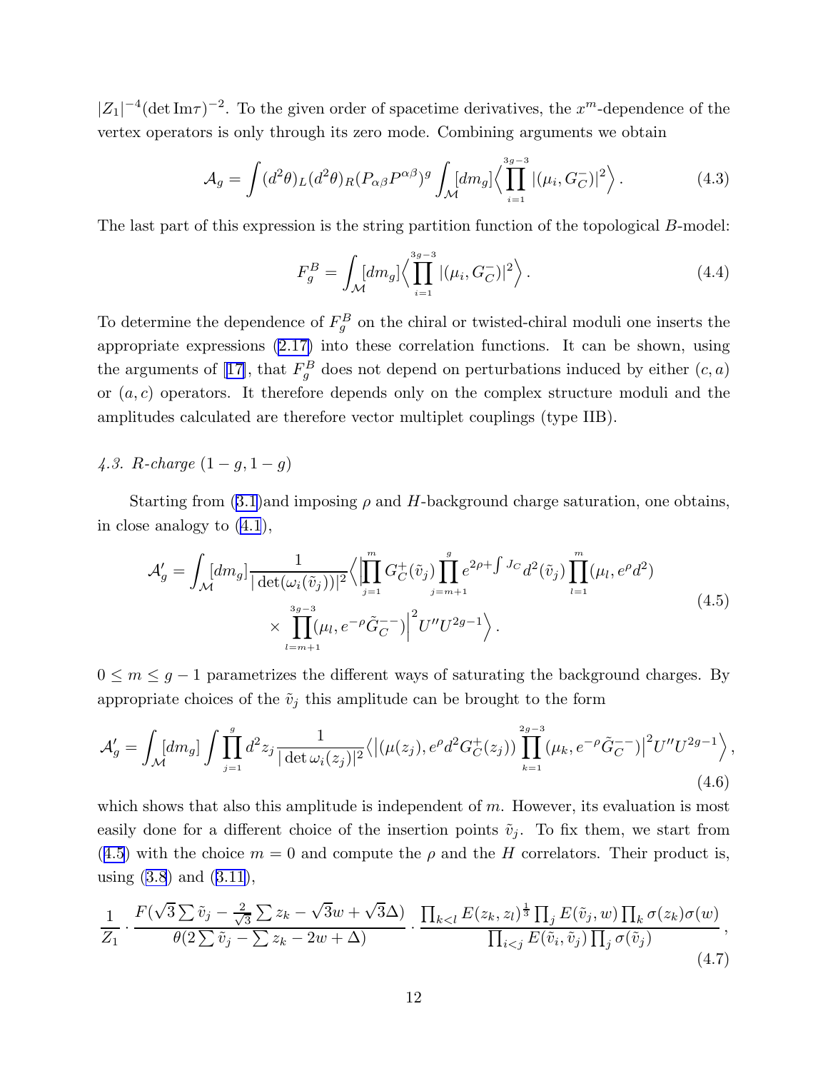$|Z_1|^{-4}(\det \mathrm{Im}\tau)^{-2}$. To the given order of spacetime derivatives, the $x^m$-dependence of the vertex operators is only through its zero mode. Combining arguments we obtain

$$\mathcal{A}_g = \int (d^2\theta)_L (d^2\theta)_R (P_{\alpha\beta}P^{\alpha\beta})^g \int_{\mathcal{M}} [dm_g] \Big\langle \prod_{i=1}^{3g-3} |(\mu_i, G_C^-)|^2 \Big\rangle . \tag{4.3}$$

The last part of this expression is the string partition function of the topological $B$-model:

$$F_g^B = \int_{\mathcal{M}} [dm_g] \Big\langle \prod_{i=1}^{3g-3} |(\mu_i, G_C^-)|^2 \Big\rangle . \tag{4.4}$$

To determine the dependence of $F_g^B$ on the chiral or twisted-chiral moduli one inserts the appropriate expressions (2.17) into these correlation functions. It can be shown, using the arguments of [17], that $F_g^B$ does not depend on perturbations induced by either $(c,a)$ or $(a,c)$ operators. It therefore depends only on the complex structure moduli and the amplitudes calculated are therefore vector multiplet couplings (type IIB).

*4.3. R-charge $(1-g, 1-g)$*

Starting from (3.1)and imposing $\rho$ and $H$-background charge saturation, one obtains, in close analogy to (4.1),

$$\begin{aligned}\mathcal{A}'_g = \int_{\mathcal{M}} [dm_g] \frac{1}{|\det(\omega_i(\tilde{v}_j))|^2} \Big\langle \Big| \prod_{j=1}^{m} G_C^+(\tilde{v}_j) \prod_{j=m+1}^{g} e^{2\rho + \int J_C} d^2(\tilde{v}_j) \prod_{l=1}^{m} (\mu_l, e^\rho d^2) \\ \times \prod_{l=m+1}^{3g-3} (\mu_l, e^{-\rho} \tilde{G}_C^{--}) \Big|^2 U'' U^{2g-1} \Big\rangle .\end{aligned} \tag{4.5}$$

$0 \le m \le g-1$ parametrizes the different ways of saturating the background charges. By appropriate choices of the $\tilde{v}_j$ this amplitude can be brought to the form

$$\mathcal{A}'_g = \int_{\mathcal{M}} [dm_g] \int \prod_{j=1}^{g} d^2 z_j \frac{1}{|\det \omega_i(z_j)|^2} \Big\langle \big| (\mu(z_j), e^\rho d^2 G_C^+(z_j)) \prod_{k=1}^{2g-3} (\mu_k, e^{-\rho} \tilde{G}_C^{--}) \big|^2 U'' U^{2g-1} \Big\rangle , \tag{4.6}$$

which shows that also this amplitude is independent of $m$. However, its evaluation is most easily done for a different choice of the insertion points $\tilde{v}_j$. To fix them, we start from (4.5) with the choice $m=0$ and compute the $\rho$ and the $H$ correlators. Their product is, using (3.8) and (3.11),

$$\frac{1}{Z_1} \cdot \frac{F(\sqrt{3}\sum \tilde{v}_j - \frac{2}{\sqrt{3}} \sum z_k - \sqrt{3} w + \sqrt{3}\Delta)}{\theta(2\sum \tilde{v}_j - \sum z_k - 2w + \Delta)} \cdot \frac{\prod_{k<l} E(z_k, z_l)^{\frac{1}{3}} \prod_j E(\tilde{v}_j, w) \prod_k \sigma(z_k) \sigma(w)}{\prod_{i<j} E(\tilde{v}_i, \tilde{v}_j) \prod_j \sigma(\tilde{v}_j)} , \tag{4.7}$$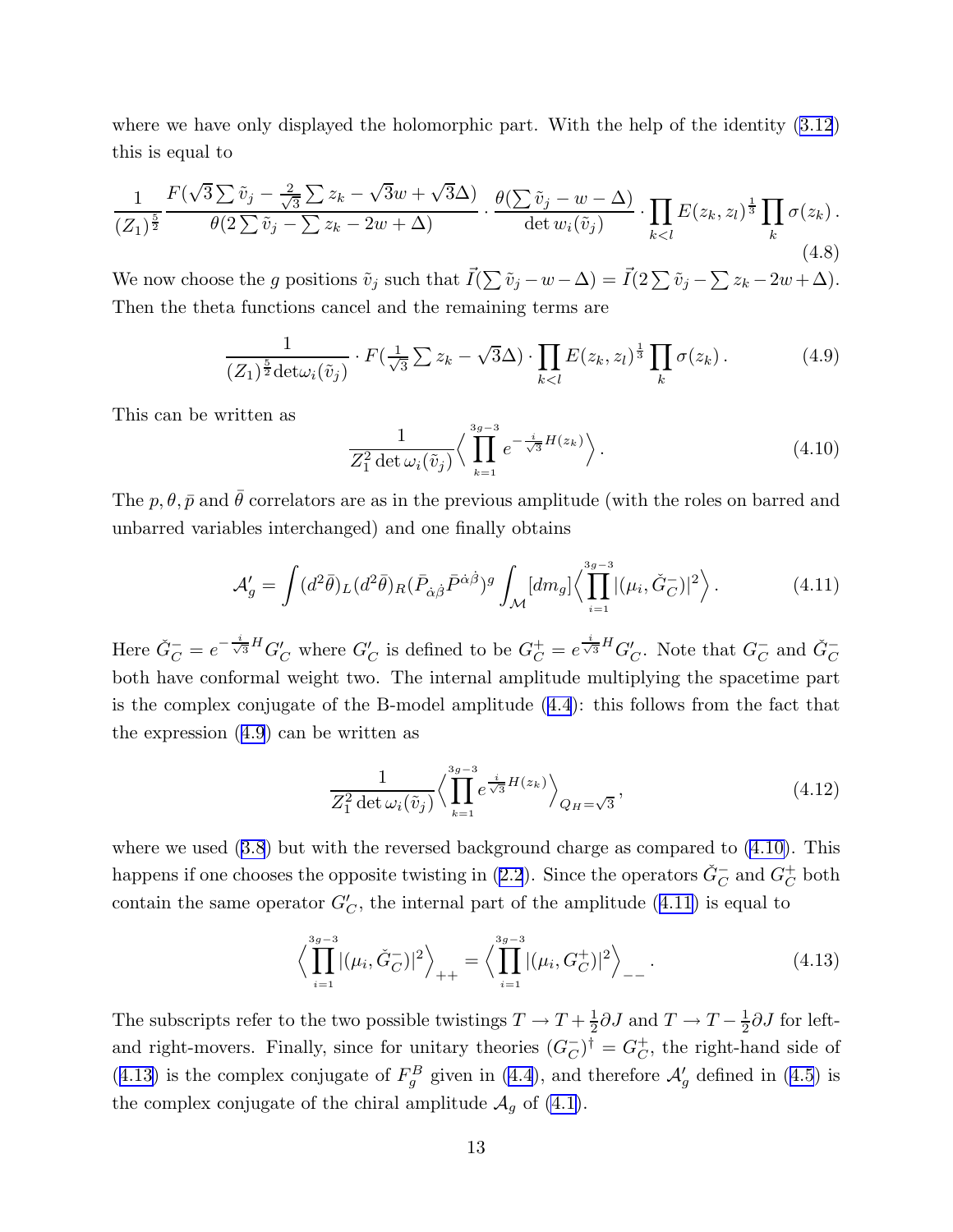where we have only displayed the holomorphic part. With the help of the identity (3.12) this is equal to

$$\frac{1}{(Z_1)^{\frac{5}{2}}}\frac{F(\sqrt{3}\sum\tilde{v}_j - \frac{2}{\sqrt{3}}\sum z_k - \sqrt{3}w + \sqrt{3}\Delta)}{\theta(2\sum\tilde{v}_j - \sum z_k - 2w + \Delta)} \cdot \frac{\theta(\sum\tilde{v}_j - w - \Delta)}{\det w_i(\tilde{v}_j)} \cdot \prod_{k<l} E(z_k, z_l)^{\frac{1}{3}} \prod_k \sigma(z_k)\,. \tag{4.8}$$

We now choose the $g$ positions $\tilde{v}_j$ such that $\vec{I}(\sum\tilde{v}_j - w - \Delta) = \vec{I}(2\sum\tilde{v}_j - \sum z_k - 2w + \Delta)$. Then the theta functions cancel and the remaining terms are

$$\frac{1}{(Z_1)^{\frac{5}{2}}\det\omega_i(\tilde{v}_j)} \cdot F(\tfrac{1}{\sqrt{3}}\sum z_k - \sqrt{3}\Delta) \cdot \prod_{k<l} E(z_k, z_l)^{\frac{1}{3}} \prod_k \sigma(z_k)\,. \tag{4.9}$$

This can be written as

$$\frac{1}{Z_1^2 \det\omega_i(\tilde{v}_j)} \Big\langle \prod_{k=1}^{3g-3} e^{-\frac{i}{\sqrt{3}}H(z_k)} \Big\rangle\,. \tag{4.10}$$

The $p, \theta, \bar{p}$ and $\bar{\theta}$ correlators are as in the previous amplitude (with the roles on barred and unbarred variables interchanged) and one finally obtains

$$\mathcal{A}'_g = \int (d^2\bar{\theta})_L (d^2\bar{\theta})_R (\bar{P}_{\dot{\alpha}\dot{\beta}}\bar{P}^{\dot{\alpha}\dot{\beta}})^g \int_{\mathcal{M}} [dm_g] \Big\langle \prod_{i=1}^{3g-3} |(\mu_i, \check{G}_C^-)|^2 \Big\rangle\,. \tag{4.11}$$

Here $\check{G}_C^- = e^{-\frac{i}{\sqrt{3}}H} G'_C$ where $G'_C$ is defined to be $G_C^+ = e^{\frac{i}{\sqrt{3}}H} G'_C$. Note that $G_C^-$ and $\check{G}_C^-$ both have conformal weight two. The internal amplitude multiplying the spacetime part is the complex conjugate of the B-model amplitude (4.4): this follows from the fact that the expression (4.9) can be written as

$$\frac{1}{Z_1^2 \det\omega_i(\tilde{v}_j)} \Big\langle \prod_{k=1}^{3g-3} e^{\frac{i}{\sqrt{3}}H(z_k)} \Big\rangle_{Q_H=\sqrt{3}}\,, \tag{4.12}$$

where we used (3.8) but with the reversed background charge as compared to (4.10). This happens if one chooses the opposite twisting in (2.2). Since the operators $\check{G}_C^-$ and $G_C^+$ both contain the same operator $G'_C$, the internal part of the amplitude (4.11) is equal to

$$\Big\langle \prod_{i=1}^{3g-3} |(\mu_i, \check{G}_C^-)|^2 \Big\rangle_{++} = \Big\langle \prod_{i=1}^{3g-3} |(\mu_i, G_C^+)|^2 \Big\rangle_{--}\,. \tag{4.13}$$

The subscripts refer to the two possible twistings $T \to T + \frac{1}{2}\partial J$ and $T \to T - \frac{1}{2}\partial J$ for left- and right-movers. Finally, since for unitary theories $(G_C^-)^\dagger = G_C^+$, the right-hand side of (4.13) is the complex conjugate of $F_g^B$ given in (4.4), and therefore $\mathcal{A}'_g$ defined in (4.5) is the complex conjugate of the chiral amplitude $\mathcal{A}_g$ of (4.1).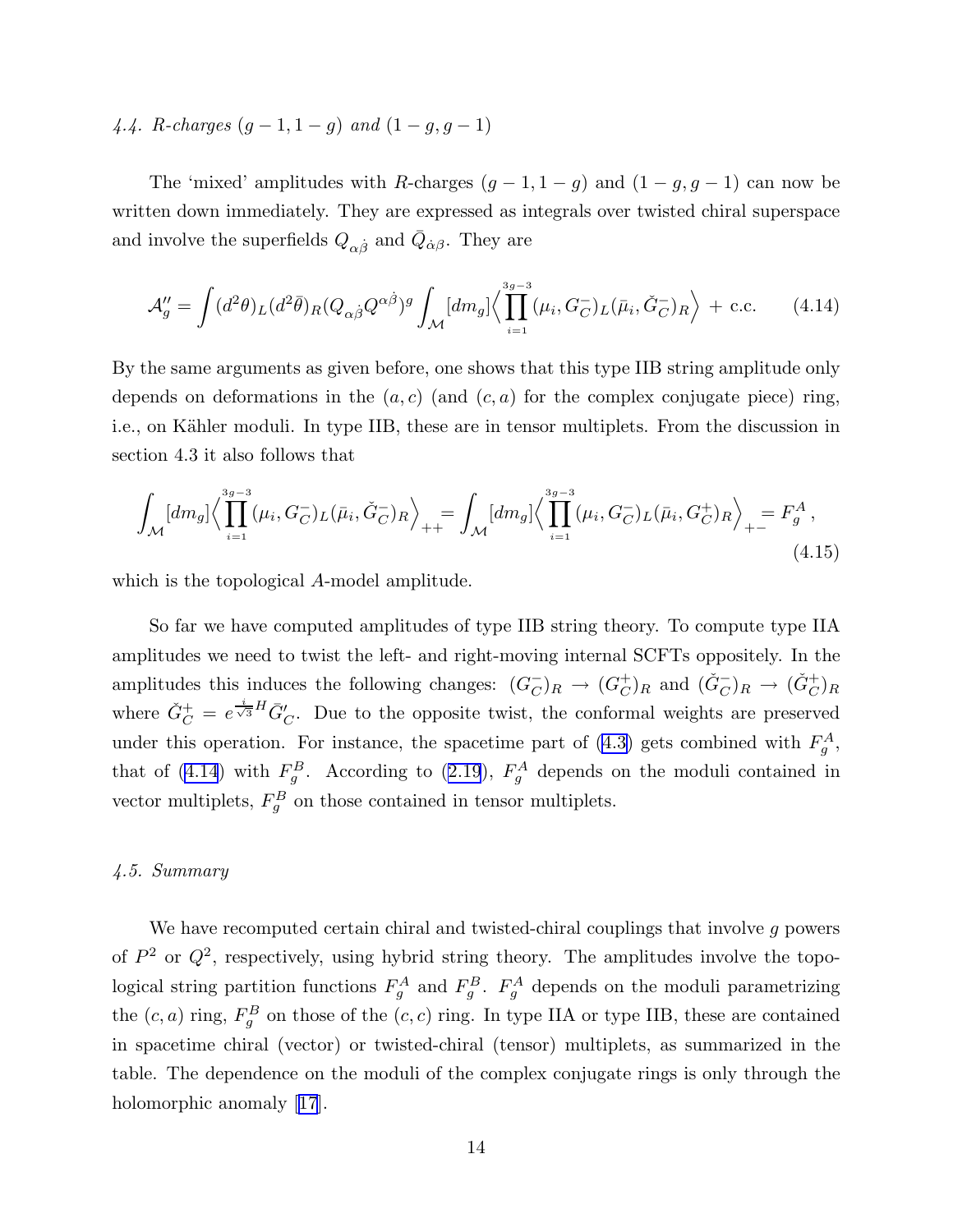### *4.4. R-charges $(g-1,1-g)$ and $(1-g,g-1)$*

The 'mixed' amplitudes with $R$-charges $(g-1,1-g)$ and $(1-g,g-1)$ can now be written down immediately. They are expressed as integrals over twisted chiral superspace and involve the superfields $Q_{\alpha\dot\beta}$ and $\bar Q_{\dot\alpha\beta}$. They are

$$
\mathcal{A}''_g = \int (d^2\theta)_L (d^2\bar\theta)_R (Q_{\alpha\dot\beta}Q^{\alpha\dot\beta})^g \int_{\mathcal{M}} [dm_g] \Big\langle \prod_{i=1}^{3g-3} (\mu_i, G^-_C)_L (\bar\mu_i, \check{G}^-_C)_R \Big\rangle + \text{c.c.} \tag{4.14}
$$

By the same arguments as given before, one shows that this type IIB string amplitude only depends on deformations in the $(a,c)$ (and $(c,a)$ for the complex conjugate piece) ring, i.e., on Kähler moduli. In type IIB, these are in tensor multiplets. From the discussion in section 4.3 it also follows that

$$
\int_{\mathcal{M}} [dm_g] \Big\langle \prod_{i=1}^{3g-3} (\mu_i, G^-_C)_L (\bar\mu_i, \check{G}^-_C)_R \Big\rangle_{++} = \int_{\mathcal{M}} [dm_g] \Big\langle \prod_{i=1}^{3g-3} (\mu_i, G^-_C)_L (\bar\mu_i, G^+_C)_R \Big\rangle_{+-} = F^A_g\,, \tag{4.15}
$$

which is the topological $A$-model amplitude.

So far we have computed amplitudes of type IIB string theory. To compute type IIA amplitudes we need to twist the left- and right-moving internal SCFTs oppositely. In the amplitudes this induces the following changes: $(G^-_C)_R \to (G^+_C)_R$ and $(\check{G}^-_C)_R \to (\check{G}^+_C)_R$ where $\check{G}^+_C = e^{\frac{i}{\sqrt{3}}H}\bar{G}'_C$. Due to the opposite twist, the conformal weights are preserved under this operation. For instance, the spacetime part of (4.3) gets combined with $F^A_g$, that of (4.14) with $F^B_g$. According to (2.19), $F^A_g$ depends on the moduli contained in vector multiplets, $F^B_g$ on those contained in tensor multiplets.

### *4.5. Summary*

We have recomputed certain chiral and twisted-chiral couplings that involve $g$ powers of $P^2$ or $Q^2$, respectively, using hybrid string theory. The amplitudes involve the topological string partition functions $F^A_g$ and $F^B_g$. $F^A_g$ depends on the moduli parametrizing the $(c,a)$ ring, $F^B_g$ on those of the $(c,c)$ ring. In type IIA or type IIB, these are contained in spacetime chiral (vector) or twisted-chiral (tensor) multiplets, as summarized in the table. The dependence on the moduli of the complex conjugate rings is only through the holomorphic anomaly [17].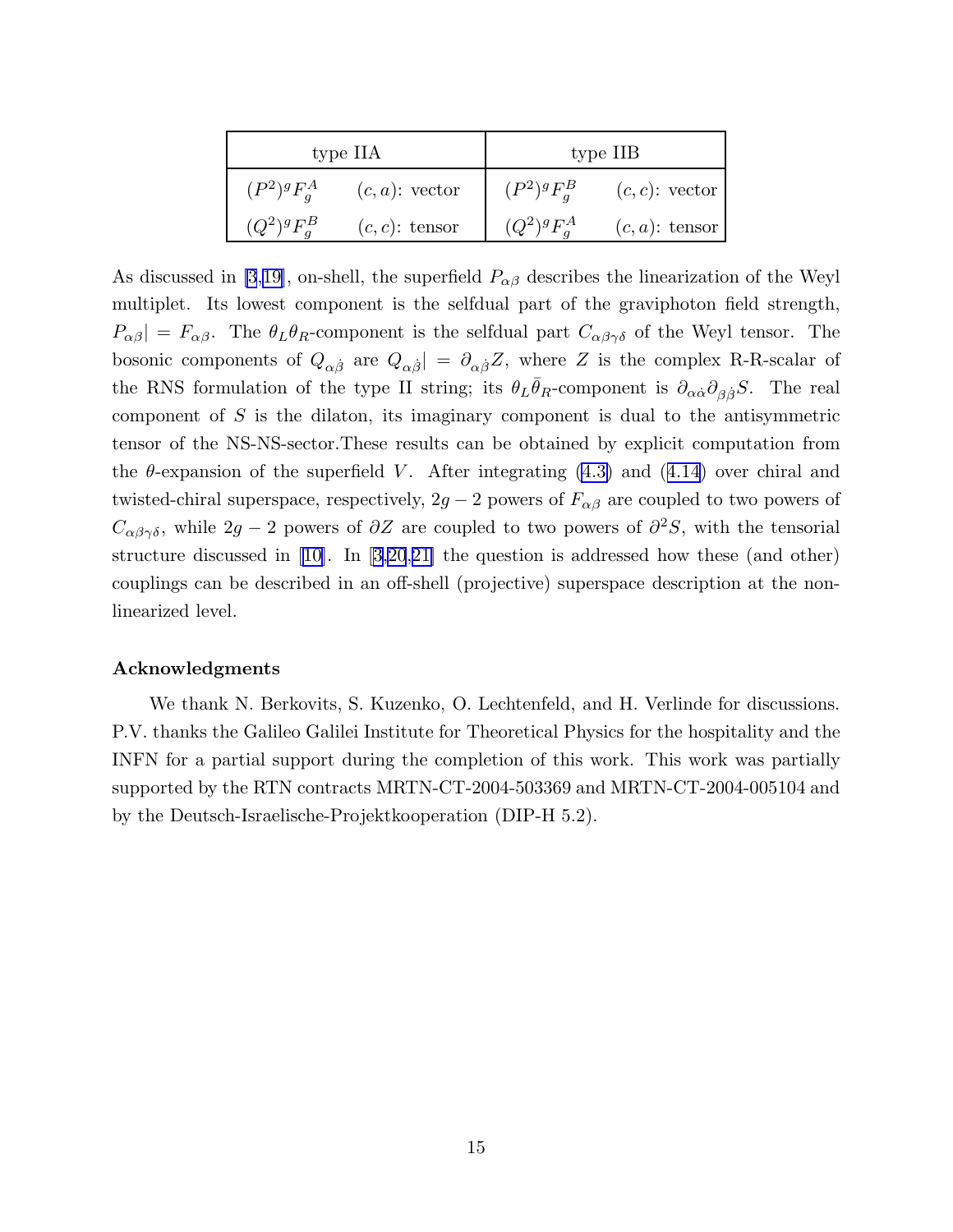| type IIA | | type IIB | |
|---|---|---|---|
| $(P^2)^g F_g^A$ | $(c,a)$: vector | $(P^2)^g F_g^B$ | $(c,c)$: vector |
| $(Q^2)^g F_g^B$ | $(c,c)$: tensor | $(Q^2)^g F_g^A$ | $(c,a)$: tensor |

As discussed in [3,19], on-shell, the superfield $P_{\alpha\beta}$ describes the linearization of the Weyl multiplet. Its lowest component is the selfdual part of the graviphoton field strength, $P_{\alpha\beta}| = F_{\alpha\beta}$. The $\theta_L\theta_R$-component is the selfdual part $C_{\alpha\beta\gamma\delta}$ of the Weyl tensor. The bosonic components of $Q_{\alpha\dot{\beta}}$ are $Q_{\alpha\dot{\beta}}| = \partial_{\alpha\dot{\beta}}Z$, where $Z$ is the complex R-R-scalar of the RNS formulation of the type II string; its $\theta_L\bar{\theta}_R$-component is $\partial_{\alpha\dot{\alpha}}\partial_{\beta\dot{\beta}}S$. The real component of $S$ is the dilaton, its imaginary component is dual to the antisymmetric tensor of the NS-NS-sector.These results can be obtained by explicit computation from the $\theta$-expansion of the superfield $V$. After integrating (4.3) and (4.14) over chiral and twisted-chiral superspace, respectively, $2g-2$ powers of $F_{\alpha\beta}$ are coupled to two powers of $C_{\alpha\beta\gamma\delta}$, while $2g-2$ powers of $\partial Z$ are coupled to two powers of $\partial^2 S$, with the tensorial structure discussed in [10]. In [3,20,21] the question is addressed how these (and other) couplings can be described in an off-shell (projective) superspace description at the non-linearized level.

### Acknowledgments

We thank N. Berkovits, S. Kuzenko, O. Lechtenfeld, and H. Verlinde for discussions. P.V. thanks the Galileo Galilei Institute for Theoretical Physics for the hospitality and the INFN for a partial support during the completion of this work. This work was partially supported by the RTN contracts MRTN-CT-2004-503369 and MRTN-CT-2004-005104 and by the Deutsch-Israelische-Projektkooperation (DIP-H 5.2).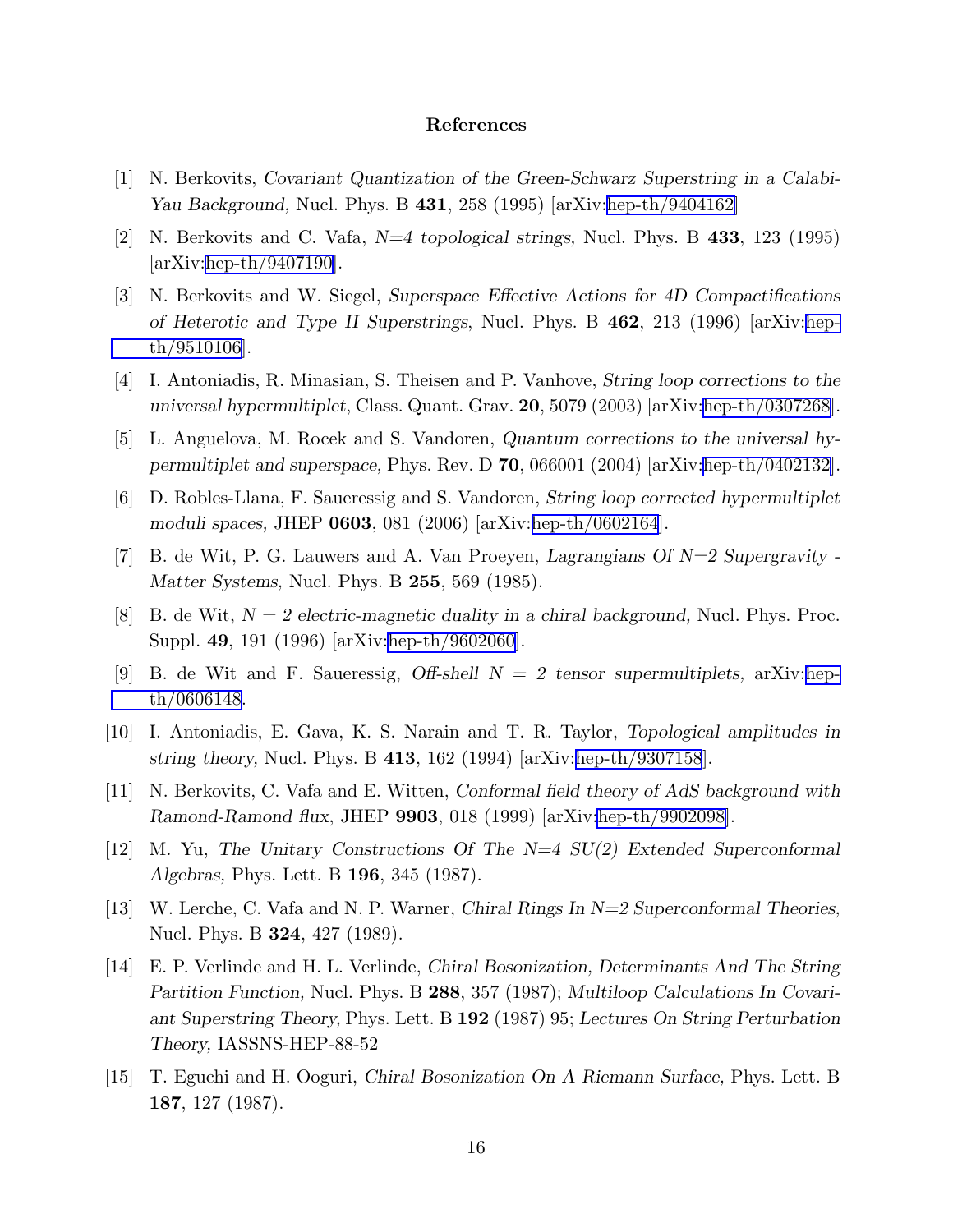## References

[1] N. Berkovits, *Covariant Quantization of the Green-Schwarz Superstring in a Calabi-Yau Background,* Nucl. Phys. B **431**, 258 (1995) [arXiv:hep-th/9404162]

[2] N. Berkovits and C. Vafa, *N=4 topological strings*, Nucl. Phys. B **433**, 123 (1995) [arXiv:hep-th/9407190].

[3] N. Berkovits and W. Siegel, *Superspace Effective Actions for 4D Compactifications of Heterotic and Type II Superstrings*, Nucl. Phys. B **462**, 213 (1996) [arXiv:hep-th/9510106].

[4] I. Antoniadis, R. Minasian, S. Theisen and P. Vanhove, *String loop corrections to the universal hypermultiplet*, Class. Quant. Grav. **20**, 5079 (2003) [arXiv:hep-th/0307268].

[5] L. Anguelova, M. Rocek and S. Vandoren, *Quantum corrections to the universal hypermultiplet and superspace,* Phys. Rev. D **70**, 066001 (2004) [arXiv:hep-th/0402132].

[6] D. Robles-Llana, F. Saueressig and S. Vandoren, *String loop corrected hypermultiplet moduli spaces,* JHEP **0603**, 081 (2006) [arXiv:hep-th/0602164].

[7] B. de Wit, P. G. Lauwers and A. Van Proeyen, *Lagrangians Of N=2 Supergravity - Matter Systems,* Nucl. Phys. B **255**, 569 (1985).

[8] B. de Wit, *N = 2 electric-magnetic duality in a chiral background,* Nucl. Phys. Proc. Suppl. **49**, 191 (1996) [arXiv:hep-th/9602060].

[9] B. de Wit and F. Saueressig, *Off-shell N = 2 tensor supermultiplets,* arXiv:hep-th/0606148.

[10] I. Antoniadis, E. Gava, K. S. Narain and T. R. Taylor, *Topological amplitudes in string theory,* Nucl. Phys. B **413**, 162 (1994) [arXiv:hep-th/9307158].

[11] N. Berkovits, C. Vafa and E. Witten, *Conformal field theory of AdS background with Ramond-Ramond flux*, JHEP **9903**, 018 (1999) [arXiv:hep-th/9902098].

[12] M. Yu, *The Unitary Constructions Of The N=4 SU(2) Extended Superconformal Algebras,* Phys. Lett. B **196**, 345 (1987).

[13] W. Lerche, C. Vafa and N. P. Warner, *Chiral Rings In N=2 Superconformal Theories,* Nucl. Phys. B **324**, 427 (1989).

[14] E. P. Verlinde and H. L. Verlinde, *Chiral Bosonization, Determinants And The String Partition Function,* Nucl. Phys. B **288**, 357 (1987); *Multiloop Calculations In Covariant Superstring Theory,* Phys. Lett. B **192** (1987) 95; *Lectures On String Perturbation Theory,* IASSNS-HEP-88-52

[15] T. Eguchi and H. Ooguri, *Chiral Bosonization On A Riemann Surface,* Phys. Lett. B **187**, 127 (1987).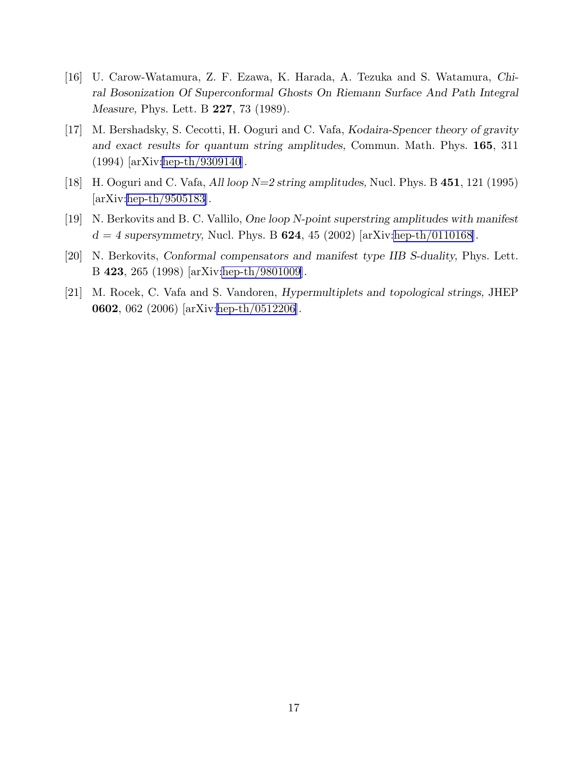[16] U. Carow-Watamura, Z. F. Ezawa, K. Harada, A. Tezuka and S. Watamura, *Chiral Bosonization Of Superconformal Ghosts On Riemann Surface And Path Integral Measure,* Phys. Lett. B **227**, 73 (1989).

[17] M. Bershadsky, S. Cecotti, H. Ooguri and C. Vafa, *Kodaira-Spencer theory of gravity and exact results for quantum string amplitudes,* Commun. Math. Phys. **165**, 311 (1994) [arXiv:hep-th/9309140].

[18] H. Ooguri and C. Vafa, *All loop N=2 string amplitudes,* Nucl. Phys. B **451**, 121 (1995) [arXiv:hep-th/9505183].

[19] N. Berkovits and B. C. Vallilo, *One loop N-point superstring amplitudes with manifest $d = 4$ supersymmetry,* Nucl. Phys. B **624**, 45 (2002) [arXiv:hep-th/0110168].

[20] N. Berkovits, *Conformal compensators and manifest type IIB S-duality,* Phys. Lett. B **423**, 265 (1998) [arXiv:hep-th/9801009].

[21] M. Rocek, C. Vafa and S. Vandoren, *Hypermultiplets and topological strings,* JHEP **0602**, 062 (2006) [arXiv:hep-th/0512206].